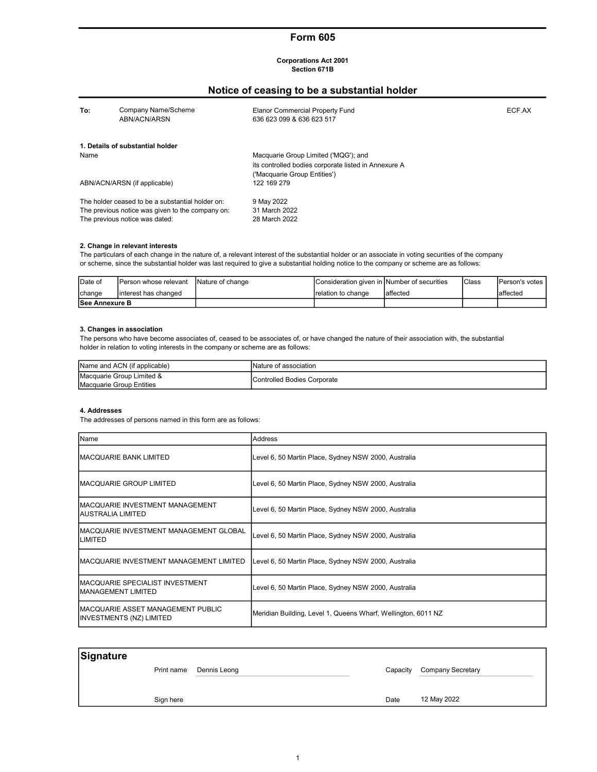# Form 605

**Corporations Act 2001**
**Section 671B**

## Notice of ceasing to be a substantial holder

| To: | Company Name/Scheme | Elanor Commercial Property Fund | ECF.AX |
|---|---|---|---|
| | ABN/ACN/ARSN | 636 623 099 & 636 623 517 | |

**1. Details of substantial holder**

| | |
|---|---|
| Name | Macquarie Group Limited ('MQG'); and its controlled bodies corporate listed in Annexure A ('Macquarie Group Entities') |
| ABN/ACN/ARSN (if applicable) | 122 169 279 |
| The holder ceased to be a substantial holder on: | 9 May 2022 |
| The previous notice was given to the company on: | 31 March 2022 |
| The previous notice was dated: | 28 March 2022 |

**2. Change in relevant interests**

The particulars of each change in the nature of, a relevant interest of the substantial holder or an associate in voting securities of the company or scheme, since the substantial holder was last required to give a substantial holding notice to the company or scheme are as follows:

| Date of change | Person whose relevant interest has changed | Nature of change | Consideration given in relation to change | Number of securities affected | Class | Person's votes affected |
|---|---|---|---|---|---|---|
| **See Annexure B** | | | | | | |

**3. Changes in association**

The persons who have become associates of, ceased to be associates of, or have changed the nature of their association with, the substantial holder in relation to voting interests in the company or scheme are as follows:

| Name and ACN (if applicable) | Nature of association |
|---|---|
| Macquarie Group Limited & Macquarie Group Entities | Controlled Bodies Corporate |

**4. Addresses**

The addresses of persons named in this form are as follows:

| Name | Address |
|---|---|
| MACQUARIE BANK LIMITED | Level 6, 50 Martin Place, Sydney NSW 2000, Australia |
| MACQUARIE GROUP LIMITED | Level 6, 50 Martin Place, Sydney NSW 2000, Australia |
| MACQUARIE INVESTMENT MANAGEMENT AUSTRALIA LIMITED | Level 6, 50 Martin Place, Sydney NSW 2000, Australia |
| MACQUARIE INVESTMENT MANAGEMENT GLOBAL LIMITED | Level 6, 50 Martin Place, Sydney NSW 2000, Australia |
| MACQUARIE INVESTMENT MANAGEMENT LIMITED | Level 6, 50 Martin Place, Sydney NSW 2000, Australia |
| MACQUARIE SPECIALIST INVESTMENT MANAGEMENT LIMITED | Level 6, 50 Martin Place, Sydney NSW 2000, Australia |
| MACQUARIE ASSET MANAGEMENT PUBLIC INVESTMENTS (NZ) LIMITED | Meridian Building, Level 1, Queens Wharf, Wellington, 6011 NZ |

## Signature

| | | | |
|---|---|---|---|
| Print name | Dennis Leong | Capacity | Company Secretary |
| Sign here | | Date | 12 May 2022 |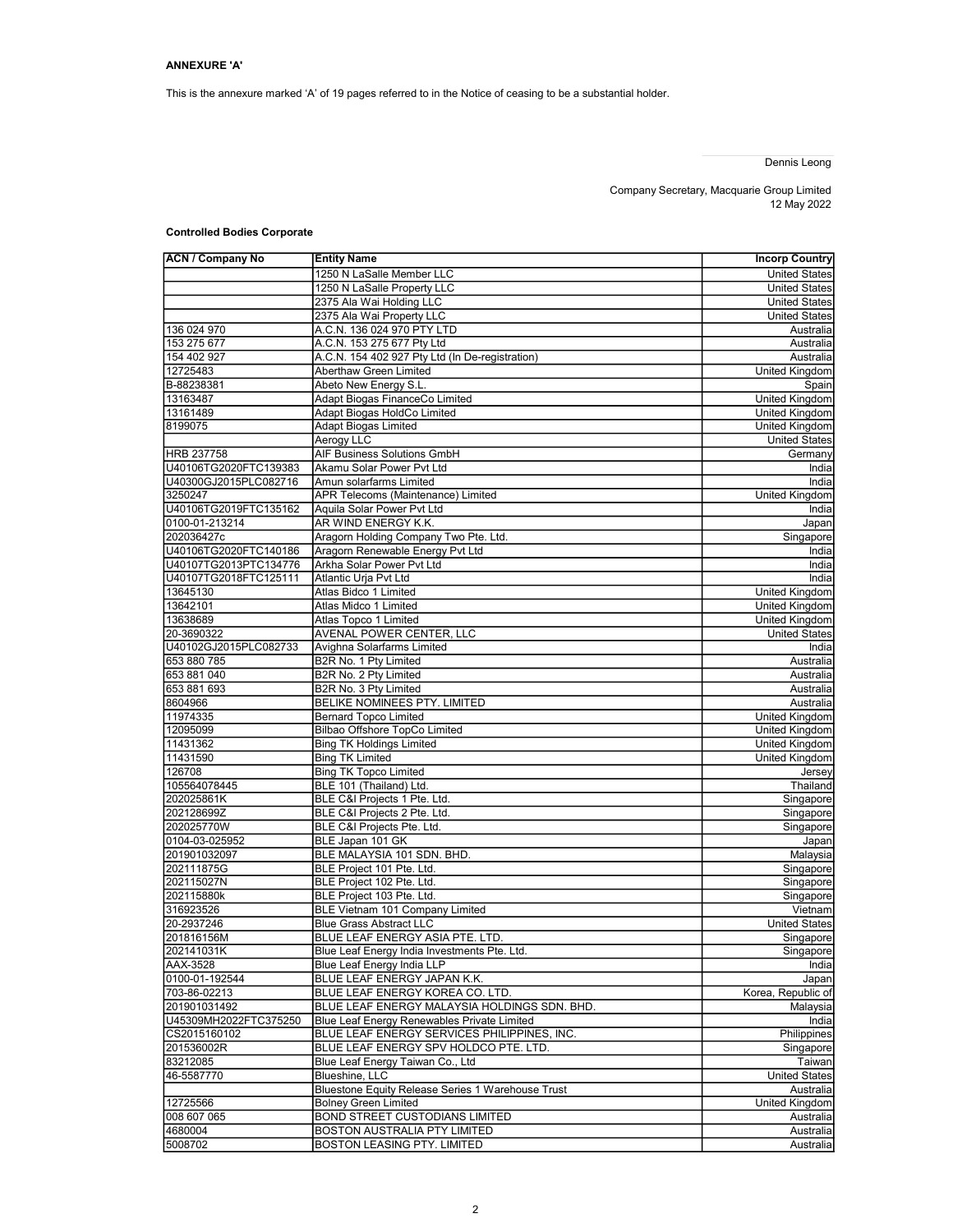**ANNEXURE 'A'**

This is the annexure marked 'A' of 19 pages referred to in the Notice of ceasing to be a substantial holder.

Dennis Leong

Company Secretary, Macquarie Group Limited
12 May 2022

**Controlled Bodies Corporate**

| ACN / Company No | Entity Name | Incorp Country |
|---|---|---|
| | 1250 N LaSalle Member LLC | United States |
| | 1250 N LaSalle Property LLC | United States |
| | 2375 Ala Wai Holding LLC | United States |
| | 2375 Ala Wai Property LLC | United States |
| 136 024 970 | A.C.N. 136 024 970 PTY LTD | Australia |
| 153 275 677 | A.C.N. 153 275 677 Pty Ltd | Australia |
| 154 402 927 | A.C.N. 154 402 927 Pty Ltd (In De-registration) | Australia |
| 12725483 | Aberthaw Green Limited | United Kingdom |
| B-88238381 | Abeto New Energy S.L. | Spain |
| 13163487 | Adapt Biogas FinanceCo Limited | United Kingdom |
| 13161489 | Adapt Biogas HoldCo Limited | United Kingdom |
| 8199075 | Adapt Biogas Limited | United Kingdom |
| | Aerogy LLC | United States |
| HRB 237758 | AIF Business Solutions GmbH | Germany |
| U40106TG2020FTC139383 | Akamu Solar Power Pvt Ltd | India |
| U40300GJ2015PLC082716 | Amun solarfarms Limited | India |
| 3250247 | APR Telecoms (Maintenance) Limited | United Kingdom |
| U40106TG2019FTC135162 | Aquila Solar Power Pvt Ltd | India |
| 0100-01-213214 | AR WIND ENERGY K.K. | Japan |
| 202036427c | Aragorn Holding Company Two Pte. Ltd. | Singapore |
| U40106TG2020FTC140186 | Aragorn Renewable Energy Pvt Ltd | India |
| U40107TG2013PTC134776 | Arkha Solar Power Pvt Ltd | India |
| U40107TG2018FTC125111 | Atlantic Urja Pvt Ltd | India |
| 13645130 | Atlas Bidco 1 Limited | United Kingdom |
| 13642101 | Atlas Midco 1 Limited | United Kingdom |
| 13638689 | Atlas Topco 1 Limited | United Kingdom |
| 20-3690322 | AVENAL POWER CENTER, LLC | United States |
| U40102GJ2015PLC082733 | Avighna Solarfarms Limited | India |
| 653 880 785 | B2R No. 1 Pty Limited | Australia |
| 653 881 040 | B2R No. 2 Pty Limited | Australia |
| 653 881 693 | B2R No. 3 Pty Limited | Australia |
| 8604966 | BELIKE NOMINEES PTY. LIMITED | Australia |
| 11974335 | Bernard Topco Limited | United Kingdom |
| 12095099 | Bilbao Offshore TopCo Limited | United Kingdom |
| 11431362 | Bing TK Holdings Limited | United Kingdom |
| 11431590 | Bing TK Limited | United Kingdom |
| 126708 | Bing TK Topco Limited | Jersey |
| 105564078445 | BLE 101 (Thailand) Ltd. | Thailand |
| 202025861K | BLE C&I Projects 1 Pte. Ltd. | Singapore |
| 202128699Z | BLE C&I Projects 2 Pte. Ltd. | Singapore |
| 202025770W | BLE C&I Projects Pte. Ltd. | Singapore |
| 0104-03-025952 | BLE Japan 101 GK | Japan |
| 201901032097 | BLE MALAYSIA 101 SDN. BHD. | Malaysia |
| 202111875G | BLE Project 101 Pte. Ltd. | Singapore |
| 202115027N | BLE Project 102 Pte. Ltd. | Singapore |
| 202115880k | BLE Project 103 Pte. Ltd. | Singapore |
| 316923526 | BLE Vietnam 101 Company Limited | Vietnam |
| 20-2937246 | Blue Grass Abstract LLC | United States |
| 201816156M | BLUE LEAF ENERGY ASIA PTE. LTD. | Singapore |
| 202141031K | Blue Leaf Energy India Investments Pte. Ltd. | Singapore |
| AAX-3528 | Blue Leaf Energy India LLP | India |
| 0100-01-192544 | BLUE LEAF ENERGY JAPAN K.K. | Japan |
| 703-86-02213 | BLUE LEAF ENERGY KOREA CO. LTD. | Korea, Republic of |
| 201901031492 | BLUE LEAF ENERGY MALAYSIA HOLDINGS SDN. BHD. | Malaysia |
| U45309MH2022FTC375250 | Blue Leaf Energy Renewables Private Limited | India |
| CS2015160102 | BLUE LEAF ENERGY SERVICES PHILIPPINES, INC. | Philippines |
| 201536002R | BLUE LEAF ENERGY SPV HOLDCO PTE. LTD. | Singapore |
| 83212085 | Blue Leaf Energy Taiwan Co., Ltd | Taiwan |
| 46-5587770 | Blueshine, LLC | United States |
| | Bluestone Equity Release Series 1 Warehouse Trust | Australia |
| 12725566 | Bolney Green Limited | United Kingdom |
| 008 607 065 | BOND STREET CUSTODIANS LIMITED | Australia |
| 4680004 | BOSTON AUSTRALIA PTY LIMITED | Australia |
| 5008702 | BOSTON LEASING PTY. LIMITED | Australia |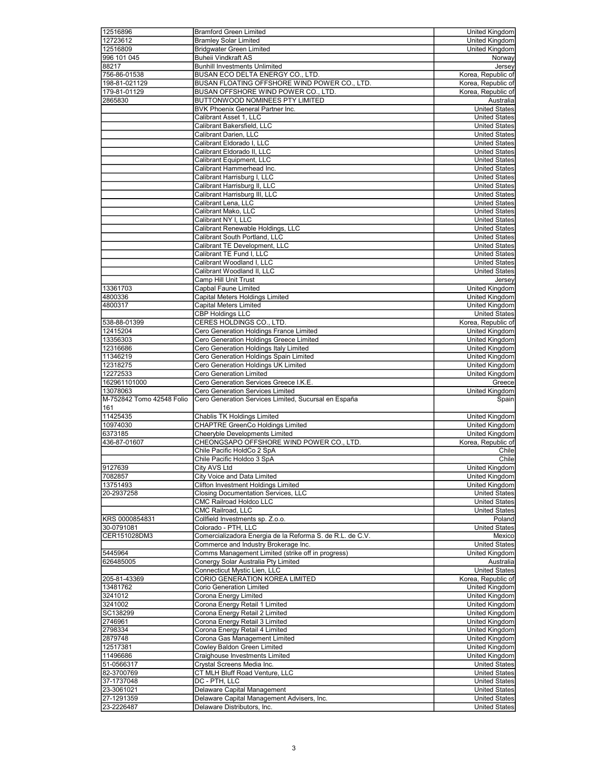| | | |
|---|---|---|
| 12516896 | Bramford Green Limited | United Kingdom |
| 12723612 | Bramley Solar Limited | United Kingdom |
| 12516809 | Bridgwater Green Limited | United Kingdom |
| 996 101 045 | Buheii Vindkraft AS | Norway |
| 88217 | Bunhill Investments Unlimited | Jersey |
| 756-86-01538 | BUSAN ECO DELTA ENERGY CO., LTD. | Korea, Republic of |
| 198-81-021129 | BUSAN FLOATING OFFSHORE WIND POWER CO., LTD. | Korea, Republic of |
| 179-81-01129 | BUSAN OFFSHORE WIND POWER CO., LTD. | Korea, Republic of |
| 2865830 | BUTTONWOOD NOMINEES PTY LIMITED | Australia |
| | BVK Phoenix General Partner Inc. | United States |
| | Calibrant Asset 1, LLC | United States |
| | Calibrant Bakersfield, LLC | United States |
| | Calibrant Darien, LLC | United States |
| | Calibrant Eldorado I, LLC | United States |
| | Calibrant Eldorado II, LLC | United States |
| | Calibrant Equipment, LLC | United States |
| | Calibrant Hammerhead Inc. | United States |
| | Calibrant Harrisburg I, LLC | United States |
| | Calibrant Harrisburg II, LLC | United States |
| | Calibrant Harrisburg III, LLC | United States |
| | Calibrant Lena, LLC | United States |
| | Calibrant Mako, LLC | United States |
| | Calibrant NY I, LLC | United States |
| | Calibrant Renewable Holdings, LLC | United States |
| | Calibrant South Portland, LLC | United States |
| | Calibrant TE Development, LLC | United States |
| | Calibrant TE Fund I, LLC | United States |
| | Calibrant Woodland I, LLC | United States |
| | Calibrant Woodland II, LLC | United States |
| | Camp Hill Unit Trust | Jersey |
| 13361703 | Capbal Faune Limited | United Kingdom |
| 4800336 | Capital Meters Holdings Limited | United Kingdom |
| 4800317 | Capital Meters Limited | United Kingdom |
| | CBP Holdings LLC | United States |
| 538-88-01399 | CERES HOLDINGS CO., LTD. | Korea, Republic of |
| 12415204 | Cero Generation Holdings France Limited | United Kingdom |
| 13356303 | Cero Generation Holdings Greece Limited | United Kingdom |
| 12316686 | Cero Generation Holdings Italy Limited | United Kingdom |
| 11346219 | Cero Generation Holdings Spain Limited | United Kingdom |
| 12318275 | Cero Generation Holdings UK Limited | United Kingdom |
| 12272533 | Cero Generation Limited | United Kingdom |
| 162961101000 | Cero Generation Services Greece I.K.E. | Greece |
| 13078063 | Cero Generation Services Limited | United Kingdom |
| M-752842 Tomo 42548 Folio 161 | Cero Generation Services Limited, Sucursal en España | Spain |
| 11425435 | Chablis TK Holdings Limited | United Kingdom |
| 10974030 | CHAPTRE GreenCo Holdings Limited | United Kingdom |
| 6373185 | Cheeryble Developments Limited | United Kingdom |
| 436-87-01607 | CHEONGSAPO OFFSHORE WIND POWER CO., LTD. | Korea, Republic of |
| | Chile Pacific HoldCo 2 SpA | Chile |
| | Chile Pacific Holdco 3 SpA | Chile |
| 9127639 | City AVS Ltd | United Kingdom |
| 7082857 | City Voice and Data Limited | United Kingdom |
| 13751493 | Clifton Investment Holdings Limited | United Kingdom |
| 20-2937258 | Closing Documentation Services, LLC | United States |
| | CMC Railroad Holdco LLC | United States |
| | CMC Railroad, LLC | United States |
| KRS 0000854831 | Collfield Investments sp. Z.o.o. | Poland |
| 30-0791081 | Colorado - PTH, LLC | United States |
| CER151028DM3 | Comercializadora Energia de la Reforma S. de R.L. de C.V. | Mexico |
| | Commerce and Industry Brokerage Inc. | United States |
| 5445964 | Comms Management Limited (strike off in progress) | United Kingdom |
| 626485005 | Conergy Solar Australia Pty Limited | Australia |
| | Connecticut Mystic Lien, LLC | United States |
| 205-81-43369 | CORIO GENERATION KOREA LIMITED | Korea, Republic of |
| 13481762 | Corio Generation Limited | United Kingdom |
| 3241012 | Corona Energy Limited | United Kingdom |
| 3241002 | Corona Energy Retail 1 Limited | United Kingdom |
| SC138299 | Corona Energy Retail 2 Limited | United Kingdom |
| 2746961 | Corona Energy Retail 3 Limited | United Kingdom |
| 2798334 | Corona Energy Retail 4 Limited | United Kingdom |
| 2879748 | Corona Gas Management Limited | United Kingdom |
| 12517381 | Cowley Baldon Green Limited | United Kingdom |
| 11496686 | Craighouse Investments Limited | United Kingdom |
| 51-0566317 | Crystal Screens Media Inc. | United States |
| 82-3700769 | CT MLH Bluff Road Venture, LLC | United States |
| 37-1737048 | DC - PTH, LLC | United States |
| 23-3061021 | Delaware Capital Management | United States |
| 27-1291359 | Delaware Capital Management Advisers, Inc. | United States |
| 23-2226487 | Delaware Distributors, Inc. | United States |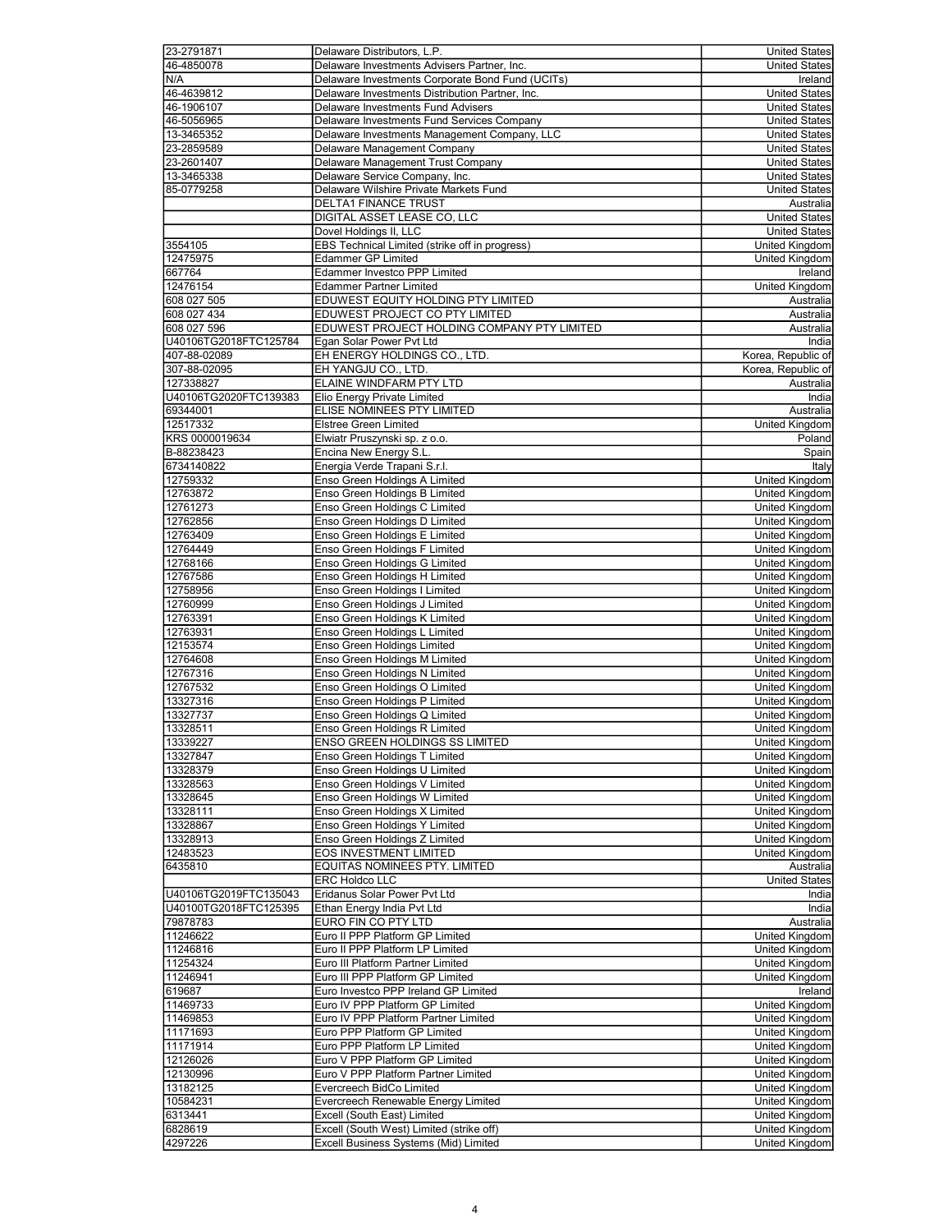| | | |
|---|---|---|
| 23-2791871 | Delaware Distributors, L.P. | United States |
| 46-4850078 | Delaware Investments Advisers Partner, Inc. | United States |
| N/A | Delaware Investments Corporate Bond Fund (UCITs) | Ireland |
| 46-4639812 | Delaware Investments Distribution Partner, Inc. | United States |
| 46-1906107 | Delaware Investments Fund Advisers | United States |
| 46-5056965 | Delaware Investments Fund Services Company | United States |
| 13-3465352 | Delaware Investments Management Company, LLC | United States |
| 23-2859589 | Delaware Management Company | United States |
| 23-2601407 | Delaware Management Trust Company | United States |
| 13-3465338 | Delaware Service Company, Inc. | United States |
| 85-0779258 | Delaware Wilshire Private Markets Fund | United States |
| | DELTA1 FINANCE TRUST | Australia |
| | DIGITAL ASSET LEASE CO, LLC | United States |
| | Dovel Holdings II, LLC | United States |
| 3554105 | EBS Technical Limited (strike off in progress) | United Kingdom |
| 12475975 | Edammer GP Limited | United Kingdom |
| 667764 | Edammer Investco PPP Limited | Ireland |
| 12476154 | Edammer Partner Limited | United Kingdom |
| 608 027 505 | EDUWEST EQUITY HOLDING PTY LIMITED | Australia |
| 608 027 434 | EDUWEST PROJECT CO PTY LIMITED | Australia |
| 608 027 596 | EDUWEST PROJECT HOLDING COMPANY PTY LIMITED | Australia |
| U40106TG2018FTC125784 | Egan Solar Power Pvt Ltd | India |
| 407-88-02089 | EH ENERGY HOLDINGS CO., LTD. | Korea, Republic of |
| 307-88-02095 | EH YANGJU CO., LTD. | Korea, Republic of |
| 127338827 | ELAINE WINDFARM PTY LTD | Australia |
| U40106TG2020FTC139383 | Elio Energy Private Limited | India |
| 69344001 | ELISE NOMINEES PTY LIMITED | Australia |
| 12517332 | Elstree Green Limited | United Kingdom |
| KRS 0000019634 | Elwiatr Pruszynski sp. z o.o. | Poland |
| B-88238423 | Encina New Energy S.L. | Spain |
| 6734140822 | Energia Verde Trapani S.r.l. | Italy |
| 12759332 | Enso Green Holdings A Limited | United Kingdom |
| 12763872 | Enso Green Holdings B Limited | United Kingdom |
| 12761273 | Enso Green Holdings C Limited | United Kingdom |
| 12762856 | Enso Green Holdings D Limited | United Kingdom |
| 12763409 | Enso Green Holdings E Limited | United Kingdom |
| 12764449 | Enso Green Holdings F Limited | United Kingdom |
| 12768166 | Enso Green Holdings G Limited | United Kingdom |
| 12767586 | Enso Green Holdings H Limited | United Kingdom |
| 12758956 | Enso Green Holdings I Limited | United Kingdom |
| 12760999 | Enso Green Holdings J Limited | United Kingdom |
| 12763391 | Enso Green Holdings K Limited | United Kingdom |
| 12763931 | Enso Green Holdings L Limited | United Kingdom |
| 12153574 | Enso Green Holdings Limited | United Kingdom |
| 12764608 | Enso Green Holdings M Limited | United Kingdom |
| 12767316 | Enso Green Holdings N Limited | United Kingdom |
| 12767532 | Enso Green Holdings O Limited | United Kingdom |
| 13327316 | Enso Green Holdings P Limited | United Kingdom |
| 13327737 | Enso Green Holdings Q Limited | United Kingdom |
| 13328511 | Enso Green Holdings R Limited | United Kingdom |
| 13339227 | ENSO GREEN HOLDINGS SS LIMITED | United Kingdom |
| 13327847 | Enso Green Holdings T Limited | United Kingdom |
| 13328379 | Enso Green Holdings U Limited | United Kingdom |
| 13328563 | Enso Green Holdings V Limited | United Kingdom |
| 13328645 | Enso Green Holdings W Limited | United Kingdom |
| 13328111 | Enso Green Holdings X Limited | United Kingdom |
| 13328867 | Enso Green Holdings Y Limited | United Kingdom |
| 13328913 | Enso Green Holdings Z Limited | United Kingdom |
| 12483523 | EOS INVESTMENT LIMITED | United Kingdom |
| 6435810 | EQUITAS NOMINEES PTY. LIMITED | Australia |
| | ERC Holdco LLC | United States |
| U40106TG2019FTC135043 | Eridanus Solar Power Pvt Ltd | India |
| U40100TG2018FTC125395 | Ethan Energy India Pvt Ltd | India |
| 79878783 | EURO FIN CO PTY LTD | Australia |
| 11246622 | Euro II PPP Platform GP Limited | United Kingdom |
| 11246816 | Euro II PPP Platform LP Limited | United Kingdom |
| 11254324 | Euro III Platform Partner Limited | United Kingdom |
| 11246941 | Euro III PPP Platform GP Limited | United Kingdom |
| 619687 | Euro Investco PPP Ireland GP Limited | Ireland |
| 11469733 | Euro IV PPP Platform GP Limited | United Kingdom |
| 11469853 | Euro IV PPP Platform Partner Limited | United Kingdom |
| 11171693 | Euro PPP Platform GP Limited | United Kingdom |
| 11171914 | Euro PPP Platform LP Limited | United Kingdom |
| 12126026 | Euro V PPP Platform GP Limited | United Kingdom |
| 12130996 | Euro V PPP Platform Partner Limited | United Kingdom |
| 13182125 | Evercreech BidCo Limited | United Kingdom |
| 10584231 | Evercreech Renewable Energy Limited | United Kingdom |
| 6313441 | Excell (South East) Limited | United Kingdom |
| 6828619 | Excell (South West) Limited (strike off) | United Kingdom |
| 4297226 | Excell Business Systems (Mid) Limited | United Kingdom |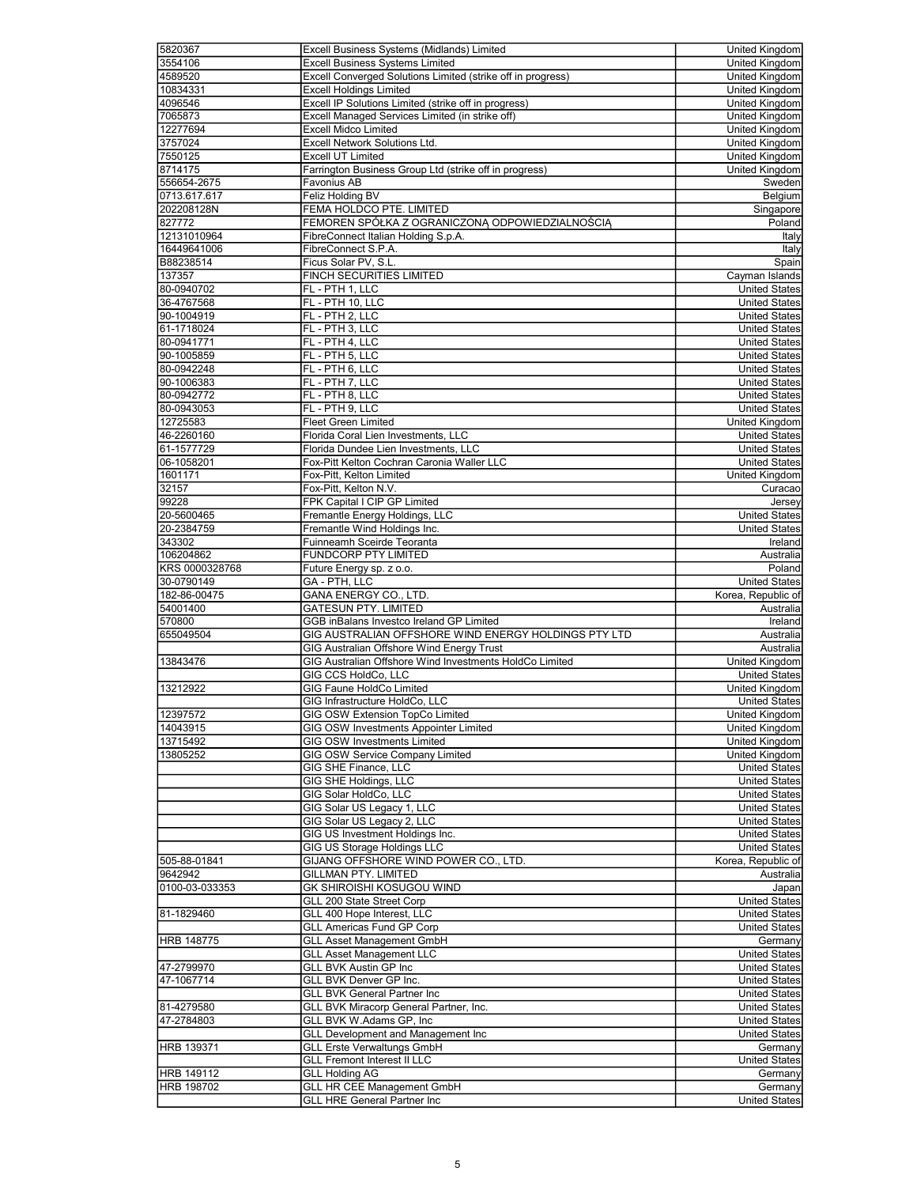| | | |
|---|---|---|
| 5820367 | Excell Business Systems (Midlands) Limited | United Kingdom |
| 3554106 | Excell Business Systems Limited | United Kingdom |
| 4589520 | Excell Converged Solutions Limited (strike off in progress) | United Kingdom |
| 10834331 | Excell Holdings Limited | United Kingdom |
| 4096546 | Excell IP Solutions Limited (strike off in progress) | United Kingdom |
| 7065873 | Excell Managed Services Limited (in strike off) | United Kingdom |
| 12277694 | Excell Midco Limited | United Kingdom |
| 3757024 | Excell Network Solutions Ltd. | United Kingdom |
| 7550125 | Excell UT Limited | United Kingdom |
| 8714175 | Farrington Business Group Ltd (strike off in progress) | United Kingdom |
| 556654-2675 | Favonius AB | Sweden |
| 0713.617.617 | Feliz Holding BV | Belgium |
| 202208128N | FEMA HOLDCO PTE. LIMITED | Singapore |
| 827772 | FEMOREN SPÓŁKA Z OGRANICZONĄ ODPOWIEDZIALNOŚCIĄ | Poland |
| 12131010964 | FibreConnect Italian Holding S.p.A. | Italy |
| 16449641006 | FibreConnect S.P.A. | Italy |
| B88238514 | Ficus Solar PV, S.L. | Spain |
| 137357 | FINCH SECURITIES LIMITED | Cayman Islands |
| 80-0940702 | FL - PTH 1, LLC | United States |
| 36-4767568 | FL - PTH 10, LLC | United States |
| 90-1004919 | FL - PTH 2, LLC | United States |
| 61-1718024 | FL - PTH 3, LLC | United States |
| 80-0941771 | FL - PTH 4, LLC | United States |
| 90-1005859 | FL - PTH 5, LLC | United States |
| 80-0942248 | FL - PTH 6, LLC | United States |
| 90-1006383 | FL - PTH 7, LLC | United States |
| 80-0942772 | FL - PTH 8, LLC | United States |
| 80-0943053 | FL - PTH 9, LLC | United States |
| 12725583 | Fleet Green Limited | United Kingdom |
| 46-2260160 | Florida Coral Lien Investments, LLC | United States |
| 61-1577729 | Florida Dundee Lien Investments, LLC | United States |
| 06-1058201 | Fox-Pitt Kelton Cochran Caronia Waller LLC | United States |
| 1601171 | Fox-Pitt, Kelton Limited | United Kingdom |
| 32157 | Fox-Pitt, Kelton N.V. | Curacao |
| 99228 | FPK Capital I CIP GP Limited | Jersey |
| 20-5600465 | Fremantle Energy Holdings, LLC | United States |
| 20-2384759 | Fremantle Wind Holdings Inc. | United States |
| 343302 | Fuinneamh Sceirde Teoranta | Ireland |
| 106204862 | FUNDCORP PTY LIMITED | Australia |
| KRS 0000328768 | Future Energy sp. z o.o. | Poland |
| 30-0790149 | GA - PTH, LLC | United States |
| 182-86-00475 | GANA ENERGY CO., LTD. | Korea, Republic of |
| 54001400 | GATESUN PTY. LIMITED | Australia |
| 570800 | GGB inBalans Investco Ireland GP Limited | Ireland |
| 655049504 | GIG AUSTRALIAN OFFSHORE WIND ENERGY HOLDINGS PTY LTD | Australia |
| | GIG Australian Offshore Wind Energy Trust | Australia |
| 13843476 | GIG Australian Offshore Wind Investments HoldCo Limited | United Kingdom |
| | GIG CCS HoldCo, LLC | United States |
| 13212922 | GIG Faune HoldCo Limited | United Kingdom |
| | GIG Infrastructure HoldCo, LLC | United States |
| 12397572 | GIG OSW Extension TopCo Limited | United Kingdom |
| 14043915 | GIG OSW Investments Appointer Limited | United Kingdom |
| 13715492 | GIG OSW Investments Limited | United Kingdom |
| 13805252 | GIG OSW Service Company Limited | United Kingdom |
| | GIG SHE Finance, LLC | United States |
| | GIG SHE Holdings, LLC | United States |
| | GIG Solar HoldCo, LLC | United States |
| | GIG Solar US Legacy 1, LLC | United States |
| | GIG Solar US Legacy 2, LLC | United States |
| | GIG US Investment Holdings Inc. | United States |
| | GIG US Storage Holdings LLC | United States |
| 505-88-01841 | GIJANG OFFSHORE WIND POWER CO., LTD. | Korea, Republic of |
| 9642942 | GILLMAN PTY. LIMITED | Australia |
| 0100-03-033353 | GK SHIROISHI KOSUGOU WIND | Japan |
| | GLL 200 State Street Corp | United States |
| 81-1829460 | GLL 400 Hope Interest, LLC | United States |
| | GLL Americas Fund GP Corp | United States |
| HRB 148775 | GLL Asset Management GmbH | Germany |
| | GLL Asset Management LLC | United States |
| 47-2799970 | GLL BVK Austin GP Inc | United States |
| 47-1067714 | GLL BVK Denver GP Inc. | United States |
| | GLL BVK General Partner Inc | United States |
| 81-4279580 | GLL BVK Miracorp General Partner, Inc. | United States |
| 47-2784803 | GLL BVK W.Adams GP, Inc | United States |
| | GLL Development and Management Inc | United States |
| HRB 139371 | GLL Erste Verwaltungs GmbH | Germany |
| | GLL Fremont Interest II LLC | United States |
| HRB 149112 | GLL Holding AG | Germany |
| HRB 198702 | GLL HR CEE Management GmbH | Germany |
| | GLL HRE General Partner Inc | United States |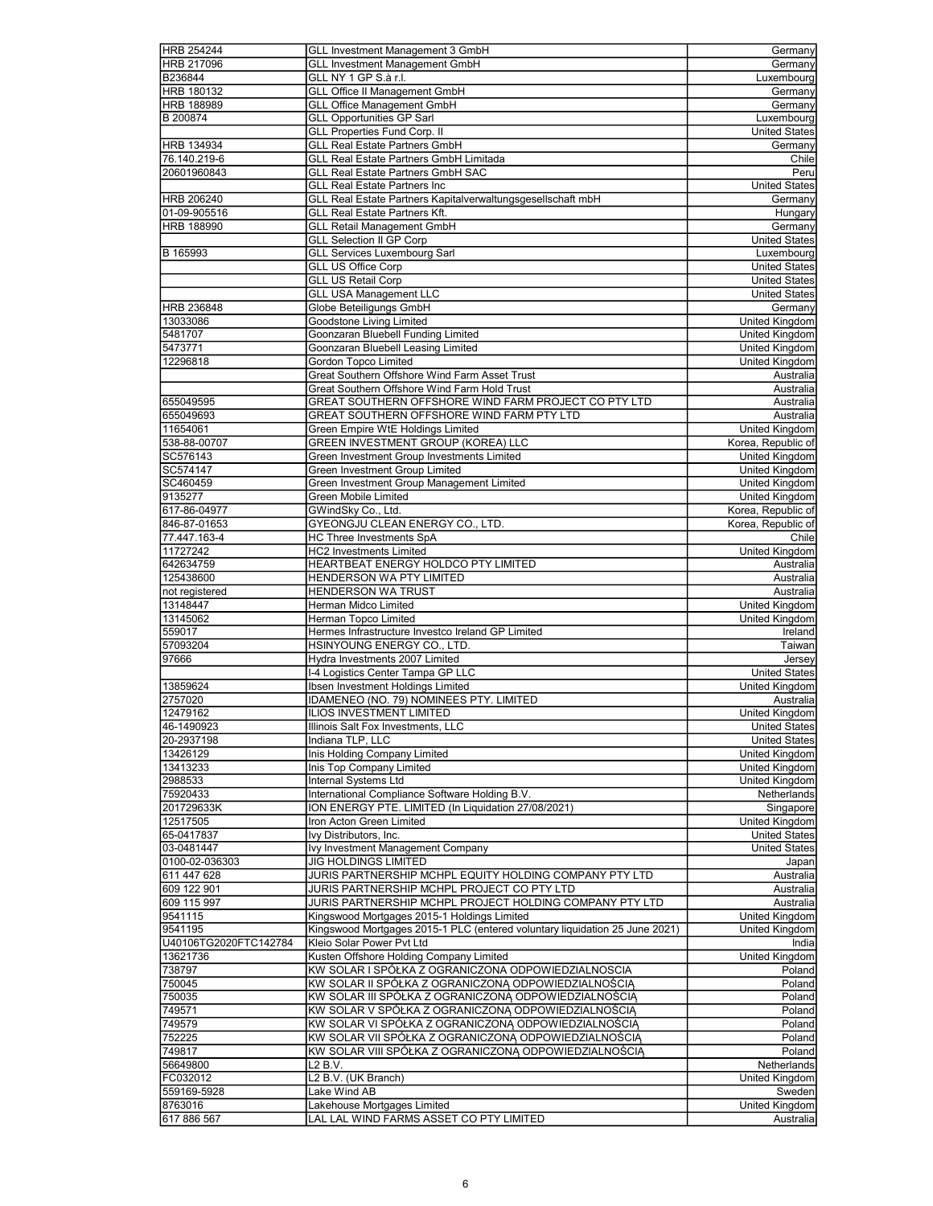| | | |
|---|---|---|
| HRB 254244 | GLL Investment Management 3 GmbH | Germany |
| HRB 217096 | GLL Investment Management GmbH | Germany |
| B236844 | GLL NY 1 GP S.à r.l. | Luxembourg |
| HRB 180132 | GLL Office II Management GmbH | Germany |
| HRB 188989 | GLL Office Management GmbH | Germany |
| B 200874 | GLL Opportunities GP Sarl | Luxembourg |
| | GLL Properties Fund Corp. II | United States |
| HRB 134934 | GLL Real Estate Partners GmbH | Germany |
| 76.140.219-6 | GLL Real Estate Partners GmbH Limitada | Chile |
| 20601960843 | GLL Real Estate Partners GmbH SAC | Peru |
| | GLL Real Estate Partners Inc | United States |
| HRB 206240 | GLL Real Estate Partners Kapitalverwaltungsgesellschaft mbH | Germany |
| 01-09-905516 | GLL Real Estate Partners Kft. | Hungary |
| HRB 188990 | GLL Retail Management GmbH | Germany |
| | GLL Selection II GP Corp | United States |
| B 165993 | GLL Services Luxembourg Sarl | Luxembourg |
| | GLL US Office Corp | United States |
| | GLL US Retail Corp | United States |
| | GLL USA Management LLC | United States |
| HRB 236848 | Globe Beteiligungs GmbH | Germany |
| 13033086 | Goodstone Living Limited | United Kingdom |
| 5481707 | Goonzaran Bluebell Funding Limited | United Kingdom |
| 5473771 | Goonzaran Bluebell Leasing Limited | United Kingdom |
| 12296818 | Gordon Topco Limited | United Kingdom |
| | Great Southern Offshore Wind Farm Asset Trust | Australia |
| | Great Southern Offshore Wind Farm Hold Trust | Australia |
| 655049595 | GREAT SOUTHERN OFFSHORE WIND FARM PROJECT CO PTY LTD | Australia |
| 655049693 | GREAT SOUTHERN OFFSHORE WIND FARM PTY LTD | Australia |
| 11654061 | Green Empire WtE Holdings Limited | United Kingdom |
| 538-88-00707 | GREEN INVESTMENT GROUP (KOREA) LLC | Korea, Republic of |
| SC576143 | Green Investment Group Investments Limited | United Kingdom |
| SC574147 | Green Investment Group Limited | United Kingdom |
| SC460459 | Green Investment Group Management Limited | United Kingdom |
| 9135277 | Green Mobile Limited | United Kingdom |
| 617-86-04977 | GWindSky Co., Ltd. | Korea, Republic of |
| 846-87-01653 | GYEONGJU CLEAN ENERGY CO., LTD. | Korea, Republic of |
| 77.447.163-4 | HC Three Investments SpA | Chile |
| 11727242 | HC2 Investments Limited | United Kingdom |
| 642634759 | HEARTBEAT ENERGY HOLDCO PTY LIMITED | Australia |
| 125438600 | HENDERSON WA PTY LIMITED | Australia |
| not registered | HENDERSON WA TRUST | Australia |
| 13148447 | Herman Midco Limited | United Kingdom |
| 13145062 | Herman Topco Limited | United Kingdom |
| 559017 | Hermes Infrastructure Investco Ireland GP Limited | Ireland |
| 57093204 | HSINYOUNG ENERGY CO., LTD. | Taiwan |
| 97666 | Hydra Investments 2007 Limited | Jersey |
| | I-4 Logistics Center Tampa GP LLC | United States |
| 13859624 | Ibsen Investment Holdings Limited | United Kingdom |
| 2757020 | IDAMENEO (NO. 79) NOMINEES PTY. LIMITED | Australia |
| 12479162 | ILIOS INVESTMENT LIMITED | United Kingdom |
| 46-1490923 | Illinois Salt Fox Investments, LLC | United States |
| 20-2937198 | Indiana TLP, LLC | United States |
| 13426129 | Inis Holding Company Limited | United Kingdom |
| 13413233 | Inis Top Company Limited | United Kingdom |
| 2988533 | Internal Systems Ltd | United Kingdom |
| 75920433 | International Compliance Software Holding B.V. | Netherlands |
| 201729633K | ION ENERGY PTE. LIMITED (In Liquidation 27/08/2021) | Singapore |
| 12517505 | Iron Acton Green Limited | United Kingdom |
| 65-0417837 | Ivy Distributors, Inc. | United States |
| 03-0481447 | Ivy Investment Management Company | United States |
| 0100-02-036303 | JIG HOLDINGS LIMITED | Japan |
| 611 447 628 | JURIS PARTNERSHIP MCHPL EQUITY HOLDING COMPANY PTY LTD | Australia |
| 609 122 901 | JURIS PARTNERSHIP MCHPL PROJECT CO PTY LTD | Australia |
| 609 115 997 | JURIS PARTNERSHIP MCHPL PROJECT HOLDING COMPANY PTY LTD | Australia |
| 9541115 | Kingswood Mortgages 2015-1 Holdings Limited | United Kingdom |
| 9541195 | Kingswood Mortgages 2015-1 PLC (entered voluntary liquidation 25 June 2021) | United Kingdom |
| U40106TG2020FTC142784 | Kleio Solar Power Pvt Ltd | India |
| 13621736 | Kusten Offshore Holding Company Limited | United Kingdom |
| 738797 | KW SOLAR I SPÓŁKA Z OGRANICZONA ODPOWIEDZIALNOSCIA | Poland |
| 750045 | KW SOLAR II SPÓŁKA Z OGRANICZONĄ ODPOWIEDZIALNOŚCIĄ | Poland |
| 750035 | KW SOLAR III SPÓŁKA Z OGRANICZONĄ ODPOWIEDZIALNOŚCIĄ | Poland |
| 749571 | KW SOLAR V SPÓŁKA Z OGRANICZONĄ ODPOWIEDZIALNOŚCIĄ | Poland |
| 749579 | KW SOLAR VI SPÓŁKA Z OGRANICZONĄ ODPOWIEDZIALNOŚCIĄ | Poland |
| 752225 | KW SOLAR VII SPÓŁKA Z OGRANICZONĄ ODPOWIEDZIALNOŚCIĄ | Poland |
| 749817 | KW SOLAR VIII SPÓŁKA Z OGRANICZONĄ ODPOWIEDZIALNOŚCIĄ | Poland |
| 56649800 | L2 B.V. | Netherlands |
| FC032012 | L2 B.V. (UK Branch) | United Kingdom |
| 559169-5928 | Lake Wind AB | Sweden |
| 8763016 | Lakehouse Mortgages Limited | United Kingdom |
| 617 886 567 | LAL LAL WIND FARMS ASSET CO PTY LIMITED | Australia |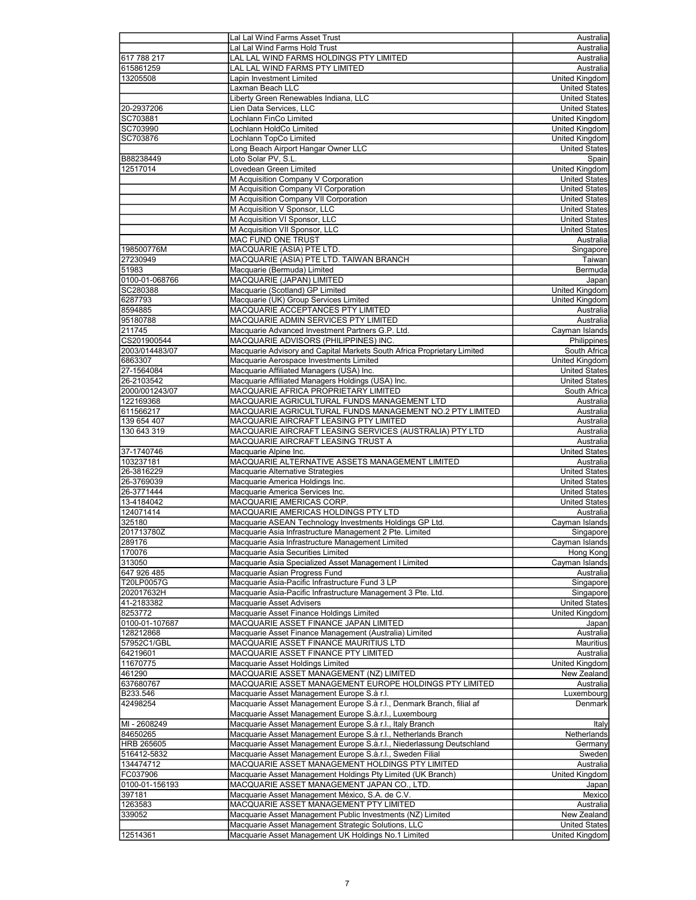| | | |
|---|---|---|
| | Lal Lal Wind Farms Asset Trust | Australia |
| | Lal Lal Wind Farms Hold Trust | Australia |
| 617 788 217 | LAL LAL WIND FARMS HOLDINGS PTY LIMITED | Australia |
| 615861259 | LAL LAL WIND FARMS PTY LIMITED | Australia |
| 13205508 | Lapin Investment Limited | United Kingdom |
| | Laxman Beach LLC | United States |
| | Liberty Green Renewables Indiana, LLC | United States |
| 20-2937206 | Lien Data Services, LLC | United States |
| SC703881 | Lochlann FinCo Limited | United Kingdom |
| SC703990 | Lochlann HoldCo Limited | United Kingdom |
| SC703876 | Lochlann TopCo Limited | United Kingdom |
| | Long Beach Airport Hangar Owner LLC | United States |
| B88238449 | Loto Solar PV, S.L. | Spain |
| 12517014 | Lovedean Green Limited | United Kingdom |
| | M Acquisition Company V Corporation | United States |
| | M Acquisition Company VI Corporation | United States |
| | M Acquisition Company VII Corporation | United States |
| | M Acquisition V Sponsor, LLC | United States |
| | M Acquisition VI Sponsor, LLC | United States |
| | M Acquisition VII Sponsor, LLC | United States |
| | MAC FUND ONE TRUST | Australia |
| 198500776M | MACQUARIE (ASIA) PTE LTD. | Singapore |
| 27230949 | MACQUARIE (ASIA) PTE LTD. TAIWAN BRANCH | Taiwan |
| 51983 | Macquarie (Bermuda) Limited | Bermuda |
| 0100-01-068766 | MACQUARIE (JAPAN) LIMITED | Japan |
| SC280388 | Macquarie (Scotland) GP Limited | United Kingdom |
| 6287793 | Macquarie (UK) Group Services Limited | United Kingdom |
| 8594885 | MACQUARIE ACCEPTANCES PTY LIMITED | Australia |
| 95180788 | MACQUARIE ADMIN SERVICES PTY LIMITED | Australia |
| 211745 | Macquarie Advanced Investment Partners G.P. Ltd. | Cayman Islands |
| CS201900544 | MACQUARIE ADVISORS (PHILIPPINES) INC. | Philippines |
| 2003/014483/07 | Macquarie Advisory and Capital Markets South Africa Proprietary Limited | South Africa |
| 6863307 | Macquarie Aerospace Investments Limited | United Kingdom |
| 27-1564084 | Macquarie Affiliated Managers (USA) Inc. | United States |
| 26-2103542 | Macquarie Affiliated Managers Holdings (USA) Inc. | United States |
| 2000/001243/07 | MACQUARIE AFRICA PROPRIETARY LIMITED | South Africa |
| 122169368 | MACQUARIE AGRICULTURAL FUNDS MANAGEMENT LTD | Australia |
| 611566217 | MACQUARIE AGRICULTURAL FUNDS MANAGEMENT NO.2 PTY LIMITED | Australia |
| 139 654 407 | MACQUARIE AIRCRAFT LEASING PTY LIMITED | Australia |
| 130 643 319 | MACQUARIE AIRCRAFT LEASING SERVICES (AUSTRALIA) PTY LTD | Australia |
| | MACQUARIE AIRCRAFT LEASING TRUST A | Australia |
| 37-1740746 | Macquarie Alpine Inc. | United States |
| 103237181 | MACQUARIE ALTERNATIVE ASSETS MANAGEMENT LIMITED | Australia |
| 26-3816229 | Macquarie Alternative Strategies | United States |
| 26-3769039 | Macquarie America Holdings Inc. | United States |
| 26-3771444 | Macquarie America Services Inc. | United States |
| 13-4184042 | MACQUARIE AMERICAS CORP. | United States |
| 124071414 | MACQUARIE AMERICAS HOLDINGS PTY LTD | Australia |
| 325180 | Macquarie ASEAN Technology Investments Holdings GP Ltd. | Cayman Islands |
| 201713780Z | Macquarie Asia Infrastructure Management 2 Pte. Limited | Singapore |
| 289176 | Macquarie Asia Infrastructure Management Limited | Cayman Islands |
| 170076 | Macquarie Asia Securities Limited | Hong Kong |
| 313050 | Macquarie Asia Specialized Asset Management I Limited | Cayman Islands |
| 647 926 485 | Macquarie Asian Progress Fund | Australia |
| T20LP0057G | Macquarie Asia-Pacific Infrastructure Fund 3 LP | Singapore |
| 202017632H | Macquarie Asia-Pacific Infrastructure Management 3 Pte. Ltd. | Singapore |
| 41-2183382 | Macquarie Asset Advisers | United States |
| 8253772 | Macquarie Asset Finance Holdings Limited | United Kingdom |
| 0100-01-107687 | MACQUARIE ASSET FINANCE JAPAN LIMITED | Japan |
| 128212868 | Macquarie Asset Finance Management (Australia) Limited | Australia |
| 57952C1/GBL | MACQUARIE ASSET FINANCE MAURITIUS LTD | Mauritius |
| 64219601 | MACQUARIE ASSET FINANCE PTY LIMITED | Australia |
| 11670775 | Macquarie Asset Holdings Limited | United Kingdom |
| 461290 | MACQUARIE ASSET MANAGEMENT (NZ) LIMITED | New Zealand |
| 637680767 | MACQUARIE ASSET MANAGEMENT EUROPE HOLDINGS PTY LIMITED | Australia |
| B233.546 | Macquarie Asset Management Europe S.à r.l. | Luxembourg |
| 42498254 | Macquarie Asset Management Europe S.à r.l., Denmark Branch, filial af Macquarie Asset Management Europe S.à.r.l., Luxembourg | Denmark |
| MI - 2608249 | Macquarie Asset Management Europe S.à r.l., Italy Branch | Italy |
| 84650265 | Macquarie Asset Management Europe S.à r.l., Netherlands Branch | Netherlands |
| HRB 265605 | Macquarie Asset Management Europe S.à.r.l., Niederlassung Deutschland | Germany |
| 516412-5832 | Macquarie Asset Management Europe S.à.r.l., Sweden Filial | Sweden |
| 134474712 | MACQUARIE ASSET MANAGEMENT HOLDINGS PTY LIMITED | Australia |
| FC037906 | Macquarie Asset Management Holdings Pty Limited (UK Branch) | United Kingdom |
| 0100-01-156193 | MACQUARIE ASSET MANAGEMENT JAPAN CO., LTD. | Japan |
| 397181 | Macquarie Asset Management México, S.A. de C.V. | Mexico |
| 1263583 | MACQUARIE ASSET MANAGEMENT PTY LIMITED | Australia |
| 339052 | Macquarie Asset Management Public Investments (NZ) Limited | New Zealand |
| | Macquarie Asset Management Strategic Solutions, LLC | United States |
| 12514361 | Macquarie Asset Management UK Holdings No.1 Limited | United Kingdom |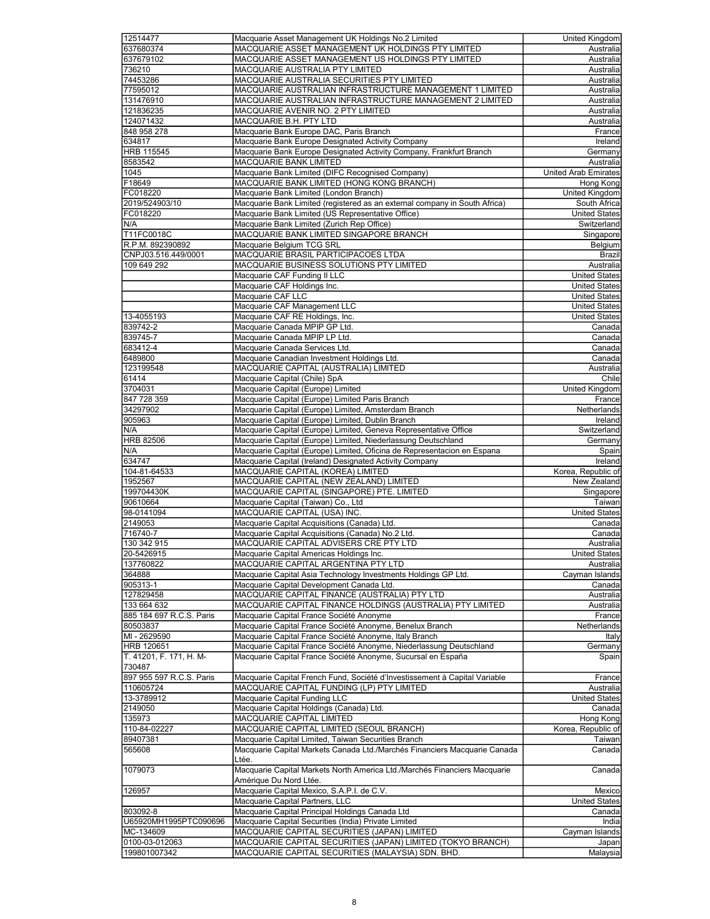| | | |
|---|---|---|
| 12514477 | Macquarie Asset Management UK Holdings No.2 Limited | United Kingdom |
| 637680374 | MACQUARIE ASSET MANAGEMENT UK HOLDINGS PTY LIMITED | Australia |
| 637679102 | MACQUARIE ASSET MANAGEMENT US HOLDINGS PTY LIMITED | Australia |
| 736210 | MACQUARIE AUSTRALIA PTY LIMITED | Australia |
| 74453286 | MACQUARIE AUSTRALIA SECURITIES PTY LIMITED | Australia |
| 77595012 | MACQUARIE AUSTRALIAN INFRASTRUCTURE MANAGEMENT 1 LIMITED | Australia |
| 131476910 | MACQUARIE AUSTRALIAN INFRASTRUCTURE MANAGEMENT 2 LIMITED | Australia |
| 121836235 | MACQUARIE AVENIR NO. 2 PTY LIMITED | Australia |
| 124071432 | MACQUARIE B.H. PTY LTD | Australia |
| 848 958 278 | Macquarie Bank Europe DAC, Paris Branch | France |
| 634817 | Macquarie Bank Europe Designated Activity Company | Ireland |
| HRB 115545 | Macquarie Bank Europe Designated Activity Company, Frankfurt Branch | Germany |
| 8583542 | MACQUARIE BANK LIMITED | Australia |
| 1045 | Macquarie Bank Limited (DIFC Recognised Company) | United Arab Emirates |
| F18649 | MACQUARIE BANK LIMITED (HONG KONG BRANCH) | Hong Kong |
| FC018220 | Macquarie Bank Limited (London Branch) | United Kingdom |
| 2019/524903/10 | Macquarie Bank Limited (registered as an external company in South Africa) | South Africa |
| FC018220 | Macquarie Bank Limited (US Representative Office) | United States |
| N/A | Macquarie Bank Limited (Zurich Rep Office) | Switzerland |
| T11FC0018C | MACQUARIE BANK LIMITED SINGAPORE BRANCH | Singapore |
| R.P.M. 892390892 | Macquarie Belgium TCG SRL | Belgium |
| CNPJ03.516.449/0001 | MACQUARIE BRASIL PARTICIPACOES LTDA | Brazil |
| 109 649 292 | MACQUARIE BUSINESS SOLUTIONS PTY LIMITED | Australia |
| | Macquarie CAF Funding II LLC | United States |
| | Macquarie CAF Holdings Inc. | United States |
| | Macquarie CAF LLC | United States |
| | Macquarie CAF Management LLC | United States |
| 13-4055193 | Macquarie CAF RE Holdings, Inc. | United States |
| 839742-2 | Macquarie Canada MPIP GP Ltd. | Canada |
| 839745-7 | Macquarie Canada MPIP LP Ltd. | Canada |
| 683412-4 | Macquarie Canada Services Ltd. | Canada |
| 6489800 | Macquarie Canadian Investment Holdings Ltd. | Canada |
| 123199548 | MACQUARIE CAPITAL (AUSTRALIA) LIMITED | Australia |
| 61414 | Macquarie Capital (Chile) SpA | Chile |
| 3704031 | Macquarie Capital (Europe) Limited | United Kingdom |
| 847 728 359 | Macquarie Capital (Europe) Limited Paris Branch | France |
| 34297902 | Macquarie Capital (Europe) Limited, Amsterdam Branch | Netherlands |
| 905963 | Macquarie Capital (Europe) Limited, Dublin Branch | Ireland |
| N/A | Macquarie Capital (Europe) Limited, Geneva Representative Office | Switzerland |
| HRB 82506 | Macquarie Capital (Europe) Limited, Niederlassung Deutschland | Germany |
| N/A | Macquarie Capital (Europe) Limited, Oficina de Representacion en Espana | Spain |
| 634747 | Macquarie Capital (Ireland) Designated Activity Company | Ireland |
| 104-81-64533 | MACQUARIE CAPITAL (KOREA) LIMITED | Korea, Republic of |
| 1952567 | MACQUARIE CAPITAL (NEW ZEALAND) LIMITED | New Zealand |
| 199704430K | MACQUARIE CAPITAL (SINGAPORE) PTE. LIMITED | Singapore |
| 90610664 | Macquarie Capital (Taiwan) Co., Ltd | Taiwan |
| 98-0141094 | MACQUARIE CAPITAL (USA) INC. | United States |
| 2149053 | Macquarie Capital Acquisitions (Canada) Ltd. | Canada |
| 716740-7 | Macquarie Capital Acquisitions (Canada) No.2 Ltd. | Canada |
| 130 342 915 | MACQUARIE CAPITAL ADVISERS CRE PTY LTD | Australia |
| 20-5426915 | Macquarie Capital Americas Holdings Inc. | United States |
| 137760822 | MACQUARIE CAPITAL ARGENTINA PTY LTD | Australia |
| 364888 | Macquarie Capital Asia Technology Investments Holdings GP Ltd. | Cayman Islands |
| 905313-1 | Macquarie Capital Development Canada Ltd. | Canada |
| 127829458 | MACQUARIE CAPITAL FINANCE (AUSTRALIA) PTY LTD | Australia |
| 133 664 632 | MACQUARIE CAPITAL FINANCE HOLDINGS (AUSTRALIA) PTY LIMITED | Australia |
| 885 184 697 R.C.S. Paris | Macquarie Capital France Société Anonyme | France |
| 80503837 | Macquarie Capital France Société Anonyme, Benelux Branch | Netherlands |
| MI - 2629590 | Macquarie Capital France Société Anonyme, Italy Branch | Italy |
| HRB 120651 | Macquarie Capital France Société Anonyme, Niederlassung Deutschland | Germany |
| T. 41201, F. 171, H. M-730487 | Macquarie Capital France Société Anonyme, Sucursal en España | Spain |
| 897 955 597 R.C.S. Paris | Macquarie Capital French Fund, Société d'Investissement à Capital Variable | France |
| 110605724 | MACQUARIE CAPITAL FUNDING (LP) PTY LIMITED | Australia |
| 13-3789912 | Macquarie Capital Funding LLC | United States |
| 2149050 | Macquarie Capital Holdings (Canada) Ltd. | Canada |
| 135973 | MACQUARIE CAPITAL LIMITED | Hong Kong |
| 110-84-02227 | MACQUARIE CAPITAL LIMITED (SEOUL BRANCH) | Korea, Republic of |
| 89407381 | Macquarie Capital Limited, Taiwan Securities Branch | Taiwan |
| 565608 | Macquarie Capital Markets Canada Ltd./Marchés Financiers Macquarie Canada Ltée. | Canada |
| 1079073 | Macquarie Capital Markets North America Ltd./Marchés Financiers Macquarie Amérique Du Nord Ltée. | Canada |
| 126957 | Macquarie Capital Mexico, S.A.P.I. de C.V. | Mexico |
| | Macquarie Capital Partners, LLC | United States |
| 803092-8 | Macquarie Capital Principal Holdings Canada Ltd | Canada |
| U65920MH1995PTC090696 | Macquarie Capital Securities (India) Private Limited | India |
| MC-134609 | MACQUARIE CAPITAL SECURITIES (JAPAN) LIMITED | Cayman Islands |
| 0100-03-012063 | MACQUARIE CAPITAL SECURITIES (JAPAN) LIMITED (TOKYO BRANCH) | Japan |
| 199801007342 | MACQUARIE CAPITAL SECURITIES (MALAYSIA) SDN. BHD. | Malaysia |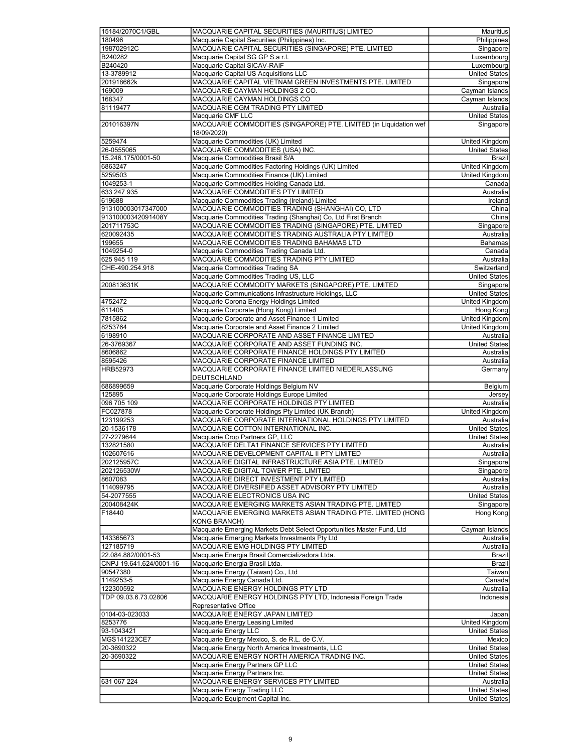| | | |
|---|---|---|
| 15184/2070C1/GBL | MACQUARIE CAPITAL SECURITIES (MAURITIUS) LIMITED | Mauritius |
| 180496 | Macquarie Capital Securities (Philippines) Inc. | Philippines |
| 198702912C | MACQUARIE CAPITAL SECURITIES (SINGAPORE) PTE. LIMITED | Singapore |
| B240282 | Macquarie Capital SG GP S.a r.l. | Luxembourg |
| B240420 | Macquarie Capital SICAV-RAIF | Luxembourg |
| 13-3789912 | Macquarie Capital US Acquisitions LLC | United States |
| 201918662k | MACQUARIE CAPITAL VIETNAM GREEN INVESTMENTS PTE. LIMITED | Singapore |
| 169009 | MACQUARIE CAYMAN HOLDINGS 2 CO. | Cayman Islands |
| 168347 | MACQUARIE CAYMAN HOLDINGS CO | Cayman Islands |
| 81119477 | MACQUARIE CGM TRADING PTY LIMITED | Australia |
| | Macquarie CMF LLC | United States |
| 201016397N | MACQUARIE COMMODITIES (SINGAPORE) PTE. LIMITED (in Liquidation wef 18/09/2020) | Singapore |
| 5259474 | Macquarie Commodities (UK) Limited | United Kingdom |
| 26-0555065 | MACQUARIE COMMODITIES (USA) INC. | United States |
| 15.246.175/0001-50 | Macquarie Commodities Brasil S/A | Brazil |
| 6863247 | Macquarie Commodities Factoring Holdings (UK) Limited | United Kingdom |
| 5259503 | Macquarie Commodities Finance (UK) Limited | United Kingdom |
| 1049253-1 | Macquarie Commodities Holding Canada Ltd. | Canada |
| 633 247 935 | MACQUARIE COMMODITIES PTY LIMITED | Australia |
| 619688 | Macquarie Commodities Trading (Ireland) Limited | Ireland |
| 913100003017347000 | MACQUARIE COMMODITIES TRADING (SHANGHAI) CO, LTD | China |
| 91310000342091408Y | Macquarie Commodities Trading (Shanghai) Co, Ltd First Branch | China |
| 201711753C | MACQUARIE COMMODITIES TRADING (SINGAPORE) PTE. LIMITED | Singapore |
| 620092435 | MACQUARIE COMMODITIES TRADING AUSTRALIA PTY LIMITED | Australia |
| 199655 | MACQUARIE COMMODITIES TRADING BAHAMAS LTD | Bahamas |
| 1049254-0 | Macquarie Commodities Trading Canada Ltd. | Canada |
| 625 945 119 | MACQUARIE COMMODITIES TRADING PTY LIMITED | Australia |
| CHE-490.254.918 | Macquarie Commodities Trading SA | Switzerland |
| | Macquarie Commodities Trading US, LLC | United States |
| 200813631K | MACQUARIE COMMODITY MARKETS (SINGAPORE) PTE. LIMITED | Singapore |
| | Macquarie Communications Infrastructure Holdings, LLC | United States |
| 4752472 | Macquarie Corona Energy Holdings Limited | United Kingdom |
| 611405 | Macquarie Corporate (Hong Kong) Limited | Hong Kong |
| 7815862 | Macquarie Corporate and Asset Finance 1 Limited | United Kingdom |
| 8253764 | Macquarie Corporate and Asset Finance 2 Limited | United Kingdom |
| 6198910 | MACQUARIE CORPORATE AND ASSET FINANCE LIMITED | Australia |
| 26-3769367 | MACQUARIE CORPORATE AND ASSET FUNDING INC. | United States |
| 8606862 | MACQUARIE CORPORATE FINANCE HOLDINGS PTY LIMITED | Australia |
| 8595426 | MACQUARIE CORPORATE FINANCE LIMITED | Australia |
| HRB52973 | MACQUARIE CORPORATE FINANCE LIMITED NIEDERLASSUNG DEUTSCHLAND | Germany |
| 686899659 | Macquarie Corporate Holdings Belgium NV | Belgium |
| 125895 | Macquarie Corporate Holdings Europe Limited | Jersey |
| 096 705 109 | MACQUARIE CORPORATE HOLDINGS PTY LIMITED | Australia |
| FC027878 | Macquarie Corporate Holdings Pty Limited (UK Branch) | United Kingdom |
| 123199253 | MACQUARIE CORPORATE INTERNATIONAL HOLDINGS PTY LIMITED | Australia |
| 20-1536178 | MACQUARIE COTTON INTERNATIONAL INC. | United States |
| 27-2279644 | Macquarie Crop Partners GP, LLC | United States |
| 132821580 | MACQUARIE DELTA1 FINANCE SERVICES PTY LIMITED | Australia |
| 102607616 | MACQUARIE DEVELOPMENT CAPITAL II PTY LIMITED | Australia |
| 202125957C | MACQUARIE DIGITAL INFRASTRUCTURE ASIA PTE. LIMITED | Singapore |
| 202126530W | MACQUARIE DIGITAL TOWER PTE. LIMITED | Singapore |
| 8607083 | MACQUARIE DIRECT INVESTMENT PTY LIMITED | Australia |
| 114099795 | MACQUARIE DIVERSIFIED ASSET ADVISORY PTY LIMITED | Australia |
| 54-2077555 | MACQUARIE ELECTRONICS USA INC | United States |
| 200408424K | MACQUARIE EMERGING MARKETS ASIAN TRADING PTE. LIMITED | Singapore |
| F18440 | MACQUARIE EMERGING MARKETS ASIAN TRADING PTE. LIMITED (HONG KONG BRANCH) | Hong Kong |
| | Macquarie Emerging Markets Debt Select Opportunities Master Fund, Ltd | Cayman Islands |
| 143365673 | Macquarie Emerging Markets Investments Pty Ltd | Australia |
| 127185719 | MACQUARIE EMG HOLDINGS PTY LIMITED | Australia |
| 22.084.882/0001-53 | Macquarie Energia Brasil Comercializadora Ltda. | Brazil |
| CNPJ 19.641.624/0001-16 | Macquarie Energia Brasil Ltda. | Brazil |
| 90547380 | Macquarie Energy (Taiwan) Co., Ltd | Taiwan |
| 1149253-5 | Macquarie Energy Canada Ltd. | Canada |
| 122300592 | MACQUARIE ENERGY HOLDINGS PTY LTD | Australia |
| TDP 09.03.6.73.02806 | MACQUARIE ENERGY HOLDINGS PTY LTD, Indonesia Foreign Trade Representative Office | Indonesia |
| 0104-03-023033 | MACQUARIE ENERGY JAPAN LIMITED | Japan |
| 8253776 | Macquarie Energy Leasing Limited | United Kingdom |
| 93-1043421 | Macquarie Energy LLC | United States |
| MGS141223CE7 | Macquarie Energy Mexico, S. de R.L. de C.V. | Mexico |
| 20-3690322 | Macquarie Energy North America Investments, LLC | United States |
| 20-3690322 | MACQUARIE ENERGY NORTH AMERICA TRADING INC. | United States |
| | Macquarie Energy Partners GP LLC | United States |
| | Macquarie Energy Partners Inc. | United States |
| 631 067 224 | MACQUARIE ENERGY SERVICES PTY LIMITED | Australia |
| | Macquarie Energy Trading LLC | United States |
| | Macquarie Equipment Capital Inc. | United States |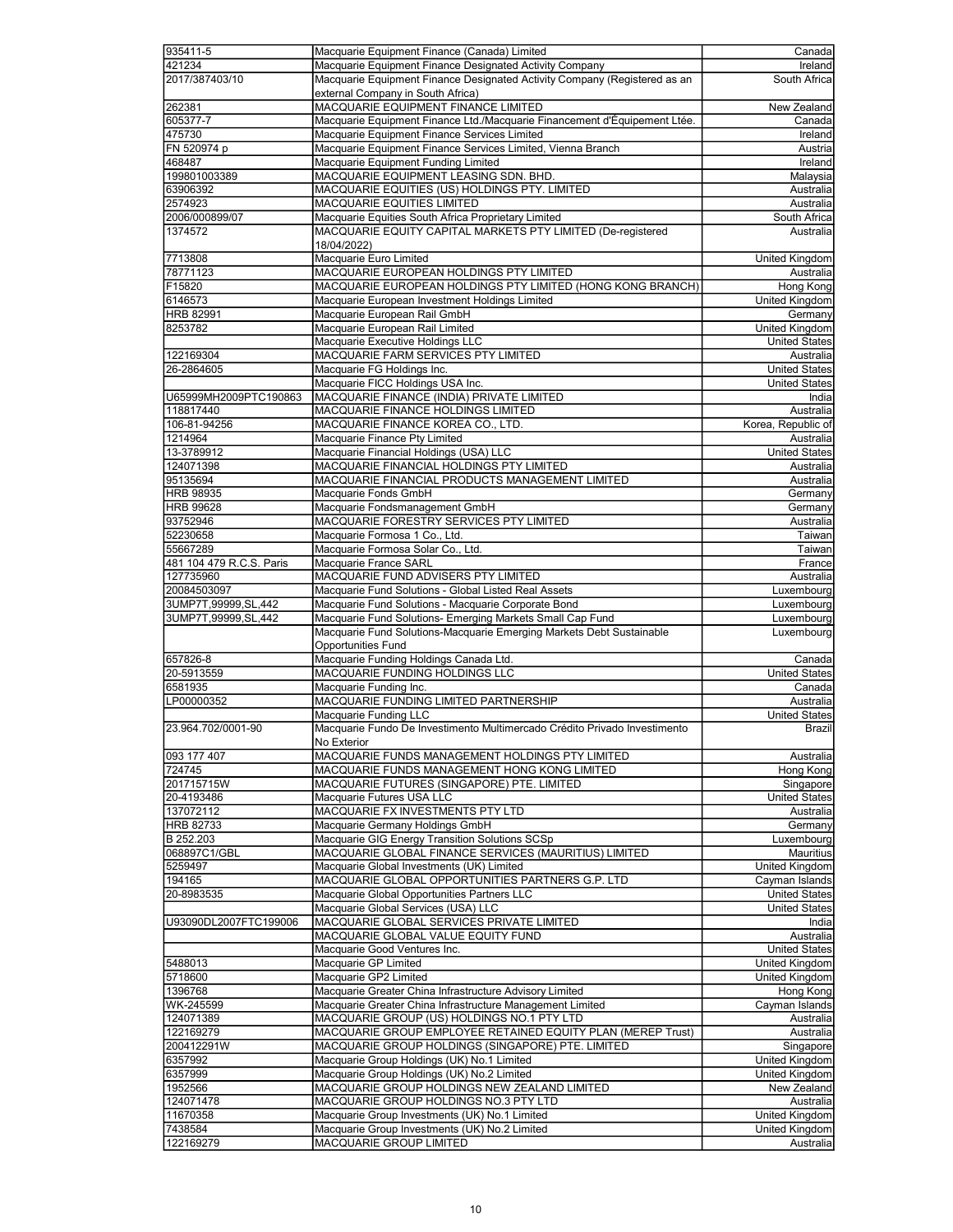| | | |
|---|---|---|
| 935411-5 | Macquarie Equipment Finance (Canada) Limited | Canada |
| 421234 | Macquarie Equipment Finance Designated Activity Company | Ireland |
| 2017/387403/10 | Macquarie Equipment Finance Designated Activity Company (Registered as an external Company in South Africa) | South Africa |
| 262381 | MACQUARIE EQUIPMENT FINANCE LIMITED | New Zealand |
| 605377-7 | Macquarie Equipment Finance Ltd./Macquarie Financement d'Équipement Ltée. | Canada |
| 475730 | Macquarie Equipment Finance Services Limited | Ireland |
| FN 520974 p | Macquarie Equipment Finance Services Limited, Vienna Branch | Austria |
| 468487 | Macquarie Equipment Funding Limited | Ireland |
| 199801003389 | MACQUARIE EQUIPMENT LEASING SDN. BHD. | Malaysia |
| 63906392 | MACQUARIE EQUITIES (US) HOLDINGS PTY. LIMITED | Australia |
| 2574923 | MACQUARIE EQUITIES LIMITED | Australia |
| 2006/000899/07 | Macquarie Equities South Africa Proprietary Limited | South Africa |
| 1374572 | MACQUARIE EQUITY CAPITAL MARKETS PTY LIMITED (De-registered 18/04/2022) | Australia |
| 7713808 | Macquarie Euro Limited | United Kingdom |
| 78771123 | MACQUARIE EUROPEAN HOLDINGS PTY LIMITED | Australia |
| F15820 | MACQUARIE EUROPEAN HOLDINGS PTY LIMITED (HONG KONG BRANCH) | Hong Kong |
| 6146573 | Macquarie European Investment Holdings Limited | United Kingdom |
| HRB 82991 | Macquarie European Rail GmbH | Germany |
| 8253782 | Macquarie European Rail Limited | United Kingdom |
| | Macquarie Executive Holdings LLC | United States |
| 122169304 | MACQUARIE FARM SERVICES PTY LIMITED | Australia |
| 26-2864605 | Macquarie FG Holdings Inc. | United States |
| | Macquarie FICC Holdings USA Inc. | United States |
| U65999MH2009PTC190863 | MACQUARIE FINANCE (INDIA) PRIVATE LIMITED | India |
| 118817440 | MACQUARIE FINANCE HOLDINGS LIMITED | Australia |
| 106-81-94256 | MACQUARIE FINANCE KOREA CO., LTD. | Korea, Republic of |
| 1214964 | Macquarie Finance Pty Limited | Australia |
| 13-3789912 | Macquarie Financial Holdings (USA) LLC | United States |
| 124071398 | MACQUARIE FINANCIAL HOLDINGS PTY LIMITED | Australia |
| 95135694 | MACQUARIE FINANCIAL PRODUCTS MANAGEMENT LIMITED | Australia |
| HRB 98935 | Macquarie Fonds GmbH | Germany |
| HRB 99628 | Macquarie Fondsmanagement GmbH | Germany |
| 93752946 | MACQUARIE FORESTRY SERVICES PTY LIMITED | Australia |
| 52230658 | Macquarie Formosa 1 Co., Ltd. | Taiwan |
| 55667289 | Macquarie Formosa Solar Co., Ltd. | Taiwan |
| 481 104 479 R.C.S. Paris | Macquarie France SARL | France |
| 127735960 | MACQUARIE FUND ADVISERS PTY LIMITED | Australia |
| 20084503097 | Macquarie Fund Solutions - Global Listed Real Assets | Luxembourg |
| 3UMP7T,99999,SL,442 | Macquarie Fund Solutions - Macquarie Corporate Bond | Luxembourg |
| 3UMP7T,99999,SL,442 | Macquarie Fund Solutions- Emerging Markets Small Cap Fund | Luxembourg |
| | Macquarie Fund Solutions-Macquarie Emerging Markets Debt Sustainable Opportunities Fund | Luxembourg |
| 657826-8 | Macquarie Funding Holdings Canada Ltd. | Canada |
| 20-5913559 | MACQUARIE FUNDING HOLDINGS LLC | United States |
| 6581935 | Macquarie Funding Inc. | Canada |
| LP00000352 | MACQUARIE FUNDING LIMITED PARTNERSHIP | Australia |
| | Macquarie Funding LLC | United States |
| 23.964.702/0001-90 | Macquarie Fundo De Investimento Multimercado Crédito Privado Investimento No Exterior | Brazil |
| 093 177 407 | MACQUARIE FUNDS MANAGEMENT HOLDINGS PTY LIMITED | Australia |
| 724745 | MACQUARIE FUNDS MANAGEMENT HONG KONG LIMITED | Hong Kong |
| 201715715W | MACQUARIE FUTURES (SINGAPORE) PTE. LIMITED | Singapore |
| 20-4193486 | Macquarie Futures USA LLC | United States |
| 137072112 | MACQUARIE FX INVESTMENTS PTY LTD | Australia |
| HRB 82733 | Macquarie Germany Holdings GmbH | Germany |
| B 252.203 | Macquarie GIG Energy Transition Solutions SCSp | Luxembourg |
| 068897C1/GBL | MACQUARIE GLOBAL FINANCE SERVICES (MAURITIUS) LIMITED | Mauritius |
| 5259497 | Macquarie Global Investments (UK) Limited | United Kingdom |
| 194165 | MACQUARIE GLOBAL OPPORTUNITIES PARTNERS G.P. LTD | Cayman Islands |
| 20-8983535 | Macquarie Global Opportunities Partners LLC | United States |
| | Macquarie Global Services (USA) LLC | United States |
| U93090DL2007FTC199006 | MACQUARIE GLOBAL SERVICES PRIVATE LIMITED | India |
| | MACQUARIE GLOBAL VALUE EQUITY FUND | Australia |
| | Macquarie Good Ventures Inc. | United States |
| 5488013 | Macquarie GP Limited | United Kingdom |
| 5718600 | Macquarie GP2 Limited | United Kingdom |
| 1396768 | Macquarie Greater China Infrastructure Advisory Limited | Hong Kong |
| WK-245599 | Macquarie Greater China Infrastructure Management Limited | Cayman Islands |
| 124071389 | MACQUARIE GROUP (US) HOLDINGS NO.1 PTY LTD | Australia |
| 122169279 | MACQUARIE GROUP EMPLOYEE RETAINED EQUITY PLAN (MEREP Trust) | Australia |
| 200412291W | MACQUARIE GROUP HOLDINGS (SINGAPORE) PTE. LIMITED | Singapore |
| 6357992 | Macquarie Group Holdings (UK) No.1 Limited | United Kingdom |
| 6357999 | Macquarie Group Holdings (UK) No.2 Limited | United Kingdom |
| 1952566 | MACQUARIE GROUP HOLDINGS NEW ZEALAND LIMITED | New Zealand |
| 124071478 | MACQUARIE GROUP HOLDINGS NO.3 PTY LTD | Australia |
| 11670358 | Macquarie Group Investments (UK) No.1 Limited | United Kingdom |
| 7438584 | Macquarie Group Investments (UK) No.2 Limited | United Kingdom |
| 122169279 | MACQUARIE GROUP LIMITED | Australia |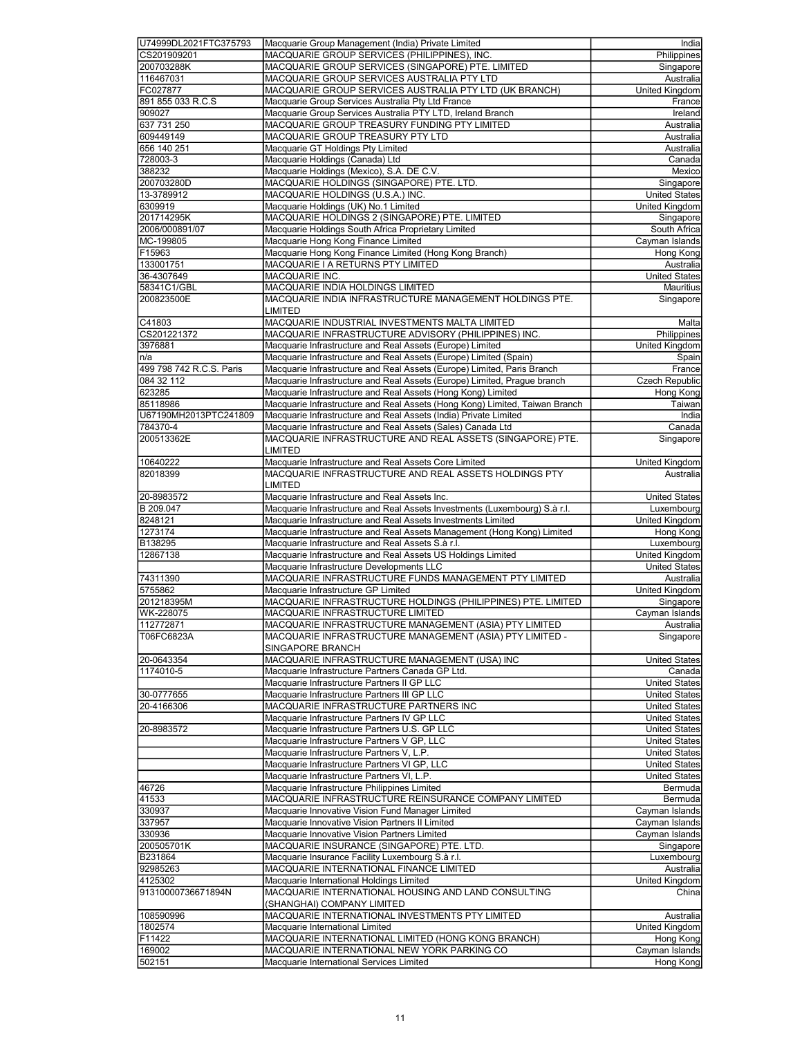| | | |
|---|---|---|
| U74999DL2021FTC375793 | Macquarie Group Management (India) Private Limited | India |
| CS201909201 | MACQUARIE GROUP SERVICES (PHILIPPINES), INC. | Philippines |
| 200703288K | MACQUARIE GROUP SERVICES (SINGAPORE) PTE. LIMITED | Singapore |
| 116467031 | MACQUARIE GROUP SERVICES AUSTRALIA PTY LTD | Australia |
| FC027877 | MACQUARIE GROUP SERVICES AUSTRALIA PTY LTD (UK BRANCH) | United Kingdom |
| 891 855 033 R.C.S | Macquarie Group Services Australia Pty Ltd France | France |
| 909027 | Macquarie Group Services Australia PTY LTD, Ireland Branch | Ireland |
| 637 731 250 | MACQUARIE GROUP TREASURY FUNDING PTY LIMITED | Australia |
| 609449149 | MACQUARIE GROUP TREASURY PTY LTD | Australia |
| 656 140 251 | Macquarie GT Holdings Pty Limited | Australia |
| 728003-3 | Macquarie Holdings (Canada) Ltd | Canada |
| 388232 | Macquarie Holdings (Mexico), S.A. DE C.V. | Mexico |
| 200703280D | MACQUARIE HOLDINGS (SINGAPORE) PTE. LTD. | Singapore |
| 13-3789912 | MACQUARIE HOLDINGS (U.S.A.) INC. | United States |
| 6309919 | Macquarie Holdings (UK) No.1 Limited | United Kingdom |
| 201714295K | MACQUARIE HOLDINGS 2 (SINGAPORE) PTE. LIMITED | Singapore |
| 2006/000891/07 | Macquarie Holdings South Africa Proprietary Limited | South Africa |
| MC-199805 | Macquarie Hong Kong Finance Limited | Cayman Islands |
| F15963 | Macquarie Hong Kong Finance Limited (Hong Kong Branch) | Hong Kong |
| 133001751 | MACQUARIE I A RETURNS PTY LIMITED | Australia |
| 36-4307649 | MACQUARIE INC. | United States |
| 58341C1/GBL | MACQUARIE INDIA HOLDINGS LIMITED | Mauritius |
| 200823500E | MACQUARIE INDIA INFRASTRUCTURE MANAGEMENT HOLDINGS PTE. LIMITED | Singapore |
| C41803 | MACQUARIE INDUSTRIAL INVESTMENTS MALTA LIMITED | Malta |
| CS201221372 | MACQUARIE INFRASTRUCTURE ADVISORY (PHILIPPINES) INC. | Philippines |
| 3976881 | Macquarie Infrastructure and Real Assets (Europe) Limited | United Kingdom |
| n/a | Macquarie Infrastructure and Real Assets (Europe) Limited (Spain) | Spain |
| 499 798 742 R.C.S. Paris | Macquarie Infrastructure and Real Assets (Europe) Limited, Paris Branch | France |
| 084 32 112 | Macquarie Infrastructure and Real Assets (Europe) Limited, Prague branch | Czech Republic |
| 623285 | Macquarie Infrastructure and Real Assets (Hong Kong) Limited | Hong Kong |
| 85118986 | Macquarie Infrastructure and Real Assets (Hong Kong) Limited, Taiwan Branch | Taiwan |
| U67190MH2013PTC241809 | Macquarie Infrastructure and Real Assets (India) Private Limited | India |
| 784370-4 | Macquarie Infrastructure and Real Assets (Sales) Canada Ltd | Canada |
| 200513362E | MACQUARIE INFRASTRUCTURE AND REAL ASSETS (SINGAPORE) PTE. LIMITED | Singapore |
| 10640222 | Macquarie Infrastructure and Real Assets Core Limited | United Kingdom |
| 82018399 | MACQUARIE INFRASTRUCTURE AND REAL ASSETS HOLDINGS PTY LIMITED | Australia |
| 20-8983572 | Macquarie Infrastructure and Real Assets Inc. | United States |
| B 209.047 | Macquarie Infrastructure and Real Assets Investments (Luxembourg) S.à r.l. | Luxembourg |
| 8248121 | Macquarie Infrastructure and Real Assets Investments Limited | United Kingdom |
| 1273174 | Macquarie Infrastructure and Real Assets Management (Hong Kong) Limited | Hong Kong |
| B138295 | Macquarie Infrastructure and Real Assets S.à r.l. | Luxembourg |
| 12867138 | Macquarie Infrastructure and Real Assets US Holdings Limited | United Kingdom |
| | Macquarie Infrastructure Developments LLC | United States |
| 74311390 | MACQUARIE INFRASTRUCTURE FUNDS MANAGEMENT PTY LIMITED | Australia |
| 5755862 | Macquarie Infrastructure GP Limited | United Kingdom |
| 201218395M | MACQUARIE INFRASTRUCTURE HOLDINGS (PHILIPPINES) PTE. LIMITED | Singapore |
| WK-228075 | MACQUARIE INFRASTRUCTURE LIMITED | Cayman Islands |
| 112772871 | MACQUARIE INFRASTRUCTURE MANAGEMENT (ASIA) PTY LIMITED | Australia |
| T06FC6823A | MACQUARIE INFRASTRUCTURE MANAGEMENT (ASIA) PTY LIMITED - SINGAPORE BRANCH | Singapore |
| 20-0643354 | MACQUARIE INFRASTRUCTURE MANAGEMENT (USA) INC | United States |
| 1174010-5 | Macquarie Infrastructure Partners Canada GP Ltd. | Canada |
| | Macquarie Infrastructure Partners II GP LLC | United States |
| 30-0777655 | Macquarie Infrastructure Partners III GP LLC | United States |
| 20-4166306 | MACQUARIE INFRASTRUCTURE PARTNERS INC | United States |
| | Macquarie Infrastructure Partners IV GP LLC | United States |
| 20-8983572 | Macquarie Infrastructure Partners U.S. GP LLC | United States |
| | Macquarie Infrastructure Partners V GP, LLC | United States |
| | Macquarie Infrastructure Partners V, L.P. | United States |
| | Macquarie Infrastructure Partners VI GP, LLC | United States |
| | Macquarie Infrastructure Partners VI, L.P. | United States |
| 46726 | Macquarie Infrastructure Philippines Limited | Bermuda |
| 41533 | MACQUARIE INFRASTRUCTURE REINSURANCE COMPANY LIMITED | Bermuda |
| 330937 | Macquarie Innovative Vision Fund Manager Limited | Cayman Islands |
| 337957 | Macquarie Innovative Vision Partners II Limited | Cayman Islands |
| 330936 | Macquarie Innovative Vision Partners Limited | Cayman Islands |
| 200505701K | MACQUARIE INSURANCE (SINGAPORE) PTE. LTD. | Singapore |
| B231864 | Macquarie Insurance Facility Luxembourg S.à r.l. | Luxembourg |
| 92985263 | MACQUARIE INTERNATIONAL FINANCE LIMITED | Australia |
| 4125302 | Macquarie International Holdings Limited | United Kingdom |
| 91310000736671894N | MACQUARIE INTERNATIONAL HOUSING AND LAND CONSULTING (SHANGHAI) COMPANY LIMITED | China |
| 108590996 | MACQUARIE INTERNATIONAL INVESTMENTS PTY LIMITED | Australia |
| 1802574 | Macquarie International Limited | United Kingdom |
| F11422 | MACQUARIE INTERNATIONAL LIMITED (HONG KONG BRANCH) | Hong Kong |
| 169002 | MACQUARIE INTERNATIONAL NEW YORK PARKING CO | Cayman Islands |
| 502151 | Macquarie International Services Limited | Hong Kong |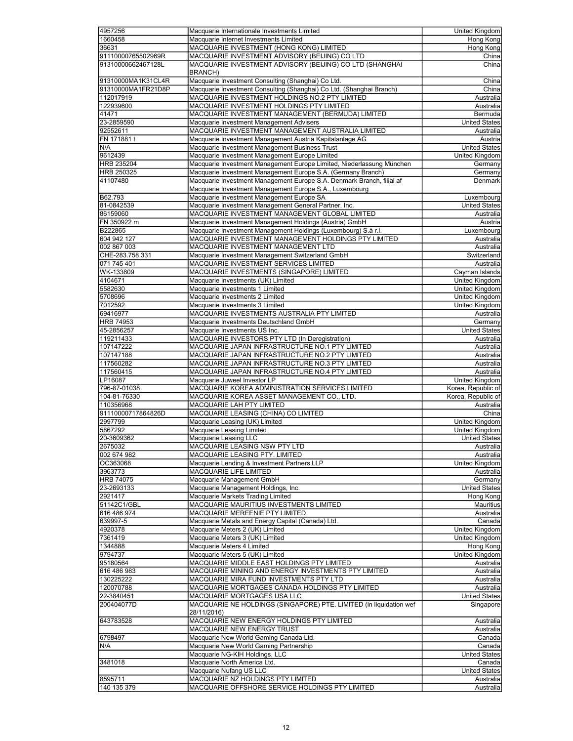| | | |
|---|---|---|
| 4957256 | Macquarie Internationale Investments Limited | United Kingdom |
| 1660458 | Macquarie Internet Investments Limited | Hong Kong |
| 36631 | MACQUARIE INVESTMENT (HONG KONG) LIMITED | Hong Kong |
| 91110000765502969R | MACQUARIE INVESTMENT ADVISORY (BEIJING) CO LTD | China |
| 91310000662467128L | MACQUARIE INVESTMENT ADVISORY (BEIJING) CO LTD (SHANGHAI BRANCH) | China |
| 91310000MA1K31CL4R | Macquarie Investment Consulting (Shanghai) Co Ltd. | China |
| 91310000MA1FR21D8P | Macquarie Investment Consulting (Shanghai) Co Ltd. (Shanghai Branch) | China |
| 112017919 | MACQUARIE INVESTMENT HOLDINGS NO.2 PTY LIMITED | Australia |
| 122939600 | MACQUARIE INVESTMENT HOLDINGS PTY LIMITED | Australia |
| 41471 | MACQUARIE INVESTMENT MANAGEMENT (BERMUDA) LIMITED | Bermuda |
| 23-2859590 | Macquarie Investment Management Advisers | United States |
| 92552611 | MACQUARIE INVESTMENT MANAGEMENT AUSTRALIA LIMITED | Australia |
| FN 171881 t | Macquarie Investment Management Austria Kapitalanlage AG | Austria |
| N/A | Macquarie Investment Management Business Trust | United States |
| 9612439 | Macquarie Investment Management Europe Limited | United Kingdom |
| HRB 235204 | Macquarie Investment Management Europe Limited, Niederlassung München | Germany |
| HRB 250325 | Macquarie Investment Management Europe S.A. (Germany Branch) | Germany |
| 41107480 | Macquarie Investment Management Europe S.A. Denmark Branch, filial af Macquarie Investment Management Europe S.A., Luxembourg | Denmark |
| B62.793 | Macquarie Investment Management Europe SA | Luxembourg |
| 81-0842539 | Macquarie Investment Management General Partner, Inc. | United States |
| 86159060 | MACQUARIE INVESTMENT MANAGEMENT GLOBAL LIMITED | Australia |
| FN 350922 m | Macquarie Investment Management Holdings (Austria) GmbH | Austria |
| B222865 | Macquarie Investment Management Holdings (Luxembourg) S.à r.l. | Luxembourg |
| 604 942 127 | MACQUARIE INVESTMENT MANAGEMENT HOLDINGS PTY LIMITED | Australia |
| 002 867 003 | MACQUARIE INVESTMENT MANAGEMENT LTD | Australia |
| CHE-283.758.331 | Macquarie Investment Management Switzerland GmbH | Switzerland |
| 071 745 401 | MACQUARIE INVESTMENT SERVICES LIMITED | Australia |
| WK-133809 | MACQUARIE INVESTMENTS (SINGAPORE) LIMITED | Cayman Islands |
| 4104671 | Macquarie Investments (UK) Limited | United Kingdom |
| 5582630 | Macquarie Investments 1 Limited | United Kingdom |
| 5708696 | Macquarie Investments 2 Limited | United Kingdom |
| 7012592 | Macquarie Investments 3 Limited | United Kingdom |
| 69416977 | MACQUARIE INVESTMENTS AUSTRALIA PTY LIMITED | Australia |
| HRB 74953 | Macquarie Investments Deutschland GmbH | Germany |
| 45-2856257 | Macquarie Investments US Inc. | United States |
| 119211433 | MACQUARIE INVESTORS PTY LTD (In Deregistration) | Australia |
| 107147222 | MACQUARIE JAPAN INFRASTRUCTURE NO.1 PTY LIMITED | Australia |
| 107147188 | MACQUARIE JAPAN INFRASTRUCTURE NO.2 PTY LIMITED | Australia |
| 117560282 | MACQUARIE JAPAN INFRASTRUCTURE NO.3 PTY LIMITED | Australia |
| 117560415 | MACQUARIE JAPAN INFRASTRUCTURE NO.4 PTY LIMITED | Australia |
| LP16087 | Macquarie Juweel Investor LP | United Kingdom |
| 796-87-01038 | MACQUARIE KOREA ADMINISTRATION SERVICES LIMITED | Korea, Republic of |
| 104-81-76330 | MACQUARIE KOREA ASSET MANAGEMENT CO., LTD. | Korea, Republic of |
| 110356968 | MACQUARIE LAH PTY LIMITED | Australia |
| 91110000717864826D | MACQUARIE LEASING (CHINA) CO LIMITED | China |
| 2997799 | Macquarie Leasing (UK) Limited | United Kingdom |
| 5867292 | Macquarie Leasing Limited | United Kingdom |
| 20-3609362 | Macquarie Leasing LLC | United States |
| 2675032 | MACQUARIE LEASING NSW PTY LTD | Australia |
| 002 674 982 | MACQUARIE LEASING PTY. LIMITED | Australia |
| OC363068 | Macquarie Lending & Investment Partners LLP | United Kingdom |
| 3963773 | MACQUARIE LIFE LIMITED | Australia |
| HRB 74075 | Macquarie Management GmbH | Germany |
| 23-2693133 | Macquarie Management Holdings, Inc. | United States |
| 2921417 | Macquarie Markets Trading Limited | Hong Kong |
| 51142C1/GBL | MACQUARIE MAURITIUS INVESTMENTS LIMITED | Mauritius |
| 616 486 974 | MACQUARIE MEREENIE PTY LIMITED | Australia |
| 639997-5 | Macquarie Metals and Energy Capital (Canada) Ltd. | Canada |
| 4920378 | Macquarie Meters 2 (UK) Limited | United Kingdom |
| 7361419 | Macquarie Meters 3 (UK) Limited | United Kingdom |
| 1344888 | Macquarie Meters 4 Limited | Hong Kong |
| 9794737 | Macquarie Meters 5 (UK) Limited | United Kingdom |
| 95180564 | MACQUARIE MIDDLE EAST HOLDINGS PTY LIMITED | Australia |
| 616 486 983 | MACQUARIE MINING AND ENERGY INVESTMENTS PTY LIMITED | Australia |
| 130225222 | MACQUARIE MIRA FUND INVESTMENTS PTY LTD | Australia |
| 120070788 | MACQUARIE MORTGAGES CANADA HOLDINGS PTY LIMITED | Australia |
| 22-3840451 | MACQUARIE MORTGAGES USA LLC | United States |
| 200404077D | MACQUARIE NE HOLDINGS (SINGAPORE) PTE. LIMITED (in liquidation wef 28/11/2016) | Singapore |
| 643783528 | MACQUARIE NEW ENERGY HOLDINGS PTY LIMITED | Australia |
| | MACQUARIE NEW ENERGY TRUST | Australia |
| 6798497 | Macquarie New World Gaming Canada Ltd. | Canada |
| N/A | Macquarie New World Gaming Partnership | Canada |
| | Macquarie NG-KIH Holdings, LLC | United States |
| 3481018 | Macquarie North America Ltd. | Canada |
| | Macquarie Nufang US LLC | United States |
| 8595711 | MACQUARIE NZ HOLDINGS PTY LIMITED | Australia |
| 140 135 379 | MACQUARIE OFFSHORE SERVICE HOLDINGS PTY LIMITED | Australia |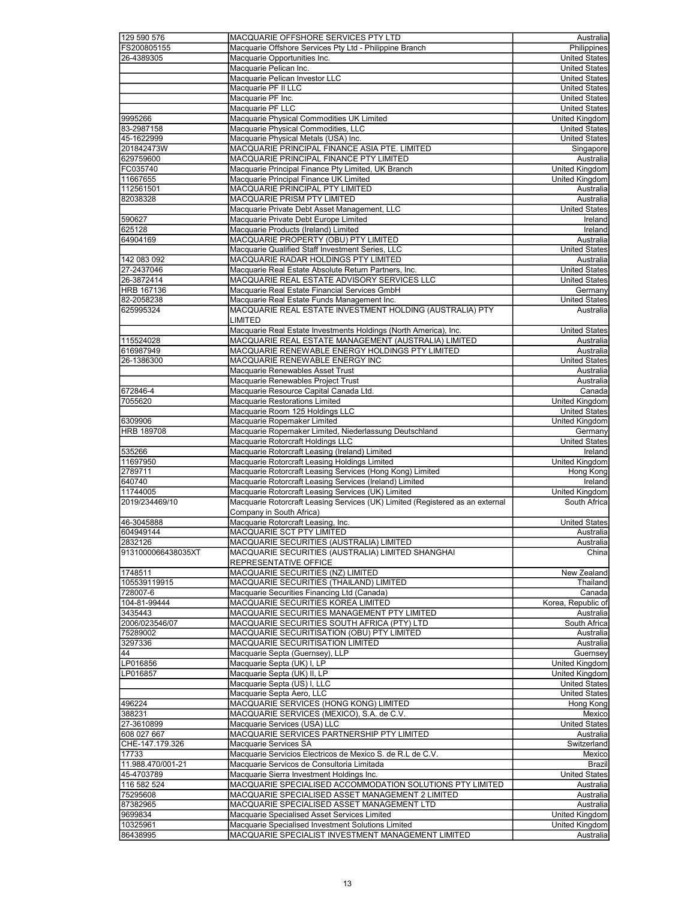| | | |
|---|---|---|
| 129 590 576 | MACQUARIE OFFSHORE SERVICES PTY LTD | Australia |
| FS200805155 | Macquarie Offshore Services Pty Ltd - Philippine Branch | Philippines |
| 26-4389305 | Macquarie Opportunities Inc. | United States |
| | Macquarie Pelican Inc. | United States |
| | Macquarie Pelican Investor LLC | United States |
| | Macquarie PF II LLC | United States |
| | Macquarie PF Inc. | United States |
| | Macquarie PF LLC | United States |
| 9995266 | Macquarie Physical Commodities UK Limited | United Kingdom |
| 83-2987158 | Macquarie Physical Commodities, LLC | United States |
| 45-1622999 | Macquarie Physical Metals (USA) Inc. | United States |
| 201842473W | MACQUARIE PRINCIPAL FINANCE ASIA PTE. LIMITED | Singapore |
| 629759600 | MACQUARIE PRINCIPAL FINANCE PTY LIMITED | Australia |
| FC035740 | Macquarie Principal Finance Pty Limited, UK Branch | United Kingdom |
| 11667655 | Macquarie Principal Finance UK Limited | United Kingdom |
| 112561501 | MACQUARIE PRINCIPAL PTY LIMITED | Australia |
| 82038328 | MACQUARIE PRISM PTY LIMITED | Australia |
| | Macquarie Private Debt Asset Management, LLC | United States |
| 590627 | Macquarie Private Debt Europe Limited | Ireland |
| 625128 | Macquarie Products (Ireland) Limited | Ireland |
| 64904169 | MACQUARIE PROPERTY (OBU) PTY LIMITED | Australia |
| | Macquarie Qualified Staff Investment Series, LLC | United States |
| 142 083 092 | MACQUARIE RADAR HOLDINGS PTY LIMITED | Australia |
| 27-2437046 | Macquarie Real Estate Absolute Return Partners, Inc. | United States |
| 26-3872414 | MACQUARIE REAL ESTATE ADVISORY SERVICES LLC | United States |
| HRB 167136 | Macquarie Real Estate Financial Services GmbH | Germany |
| 82-2058238 | Macquarie Real Estate Funds Management Inc. | United States |
| 625995324 | MACQUARIE REAL ESTATE INVESTMENT HOLDING (AUSTRALIA) PTY LIMITED | Australia |
| | Macquarie Real Estate Investments Holdings (North America), Inc. | United States |
| 115524028 | MACQUARIE REAL ESTATE MANAGEMENT (AUSTRALIA) LIMITED | Australia |
| 616987949 | MACQUARIE RENEWABLE ENERGY HOLDINGS PTY LIMITED | Australia |
| 26-1386300 | MACQUARIE RENEWABLE ENERGY INC | United States |
| | Macquarie Renewables Asset Trust | Australia |
| | Macquarie Renewables Project Trust | Australia |
| 672846-4 | Macquarie Resource Capital Canada Ltd. | Canada |
| 7055620 | Macquarie Restorations Limited | United Kingdom |
| | Macquarie Room 125 Holdings LLC | United States |
| 6309906 | Macquarie Ropemaker Limited | United Kingdom |
| HRB 189708 | Macquarie Ropemaker Limited, Niederlassung Deutschland | Germany |
| | Macquarie Rotorcraft Holdings LLC | United States |
| 535266 | Macquarie Rotorcraft Leasing (Ireland) Limited | Ireland |
| 11697950 | Macquarie Rotorcraft Leasing Holdings Limited | United Kingdom |
| 2789711 | Macquarie Rotorcraft Leasing Services (Hong Kong) Limited | Hong Kong |
| 640740 | Macquarie Rotorcraft Leasing Services (Ireland) Limited | Ireland |
| 11744005 | Macquarie Rotorcraft Leasing Services (UK) Limited | United Kingdom |
| 2019/234469/10 | Macquarie Rotorcraft Leasing Services (UK) Limited (Registered as an external Company in South Africa) | South Africa |
| 46-3045888 | Macquarie Rotorcraft Leasing, Inc. | United States |
| 604949144 | MACQUARIE SCT PTY LIMITED | Australia |
| 2832126 | MACQUARIE SECURITIES (AUSTRALIA) LIMITED | Australia |
| 9131000066438035XT | MACQUARIE SECURITIES (AUSTRALIA) LIMITED SHANGHAI REPRESENTATIVE OFFICE | China |
| 1748511 | MACQUARIE SECURITIES (NZ) LIMITED | New Zealand |
| 105539119915 | MACQUARIE SECURITIES (THAILAND) LIMITED | Thailand |
| 728007-6 | Macquarie Securities Financing Ltd (Canada) | Canada |
| 104-81-99444 | MACQUARIE SECURITIES KOREA LIMITED | Korea, Republic of |
| 3435443 | MACQUARIE SECURITIES MANAGEMENT PTY LIMITED | Australia |
| 2006/023546/07 | MACQUARIE SECURITIES SOUTH AFRICA (PTY) LTD | South Africa |
| 75289002 | MACQUARIE SECURITISATION (OBU) PTY LIMITED | Australia |
| 3297336 | MACQUARIE SECURITISATION LIMITED | Australia |
| 44 | Macquarie Septa (Guernsey), LLP | Guernsey |
| LP016856 | Macquarie Septa (UK) I, LP | United Kingdom |
| LP016857 | Macquarie Septa (UK) II, LP | United Kingdom |
| | Macquarie Septa (US) I, LLC | United States |
| | Macquarie Septa Aero, LLC | United States |
| 496224 | MACQUARIE SERVICES (HONG KONG) LIMITED | Hong Kong |
| 388231 | MACQUARIE SERVICES (MEXICO), S.A. de C.V. | Mexico |
| 27-3610899 | Macquarie Services (USA) LLC | United States |
| 608 027 667 | MACQUARIE SERVICES PARTNERSHIP PTY LIMITED | Australia |
| CHE-147.179.326 | Macquarie Services SA | Switzerland |
| 17733 | Macquarie Servicios Electricos de Mexico S. de R.L de C.V. | Mexico |
| 11.988.470/001-21 | Macquarie Servicos de Consultoria Limitada | Brazil |
| 45-4703789 | Macquarie Sierra Investment Holdings Inc. | United States |
| 116 582 524 | MACQUARIE SPECIALISED ACCOMMODATION SOLUTIONS PTY LIMITED | Australia |
| 75295608 | MACQUARIE SPECIALISED ASSET MANAGEMENT 2 LIMITED | Australia |
| 87382965 | MACQUARIE SPECIALISED ASSET MANAGEMENT LTD | Australia |
| 9699834 | Macquarie Specialised Asset Services Limited | United Kingdom |
| 10325961 | Macquarie Specialised Investment Solutions Limited | United Kingdom |
| 86438995 | MACQUARIE SPECIALIST INVESTMENT MANAGEMENT LIMITED | Australia |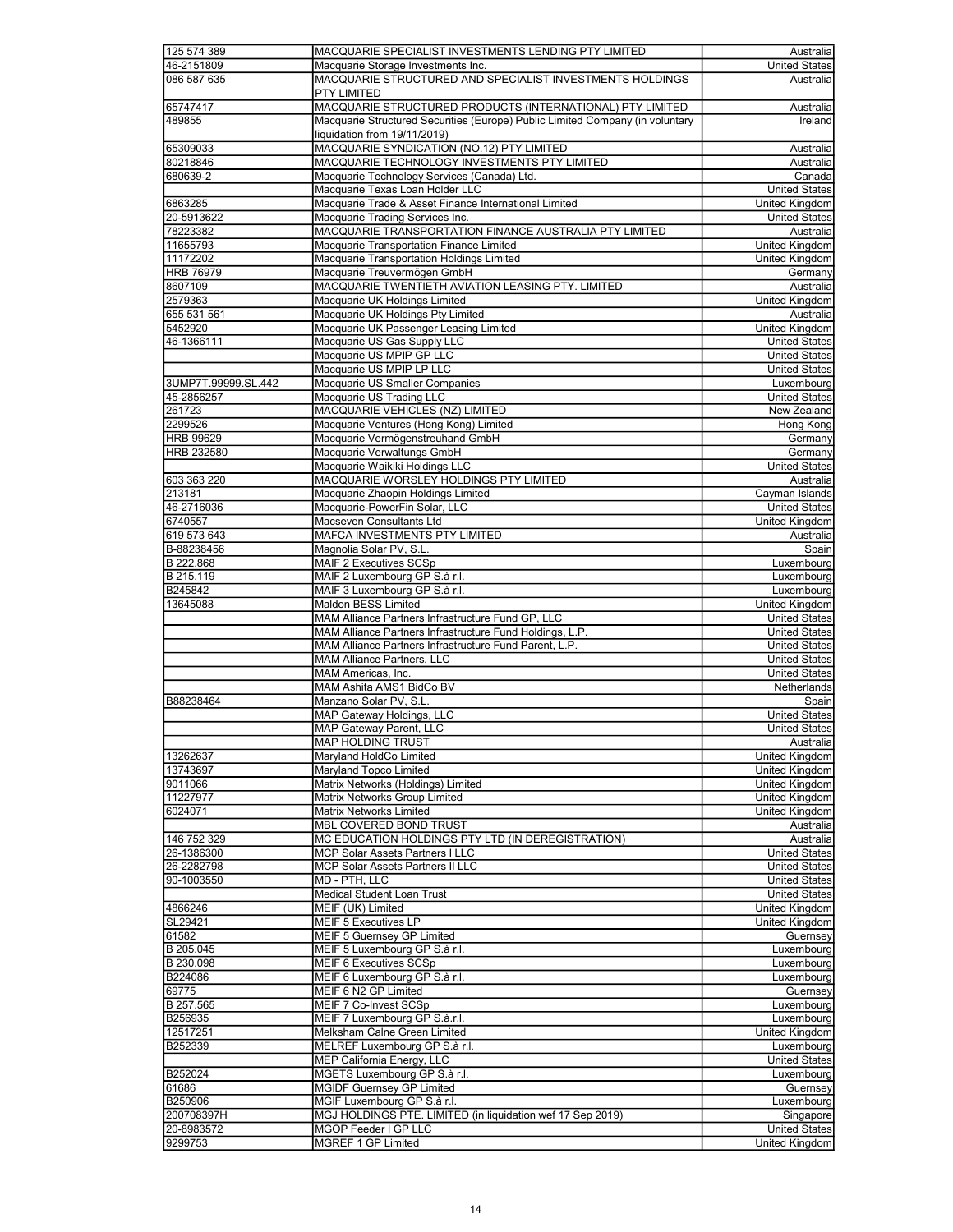| | | |
|---|---|---|
| 125 574 389 | MACQUARIE SPECIALIST INVESTMENTS LENDING PTY LIMITED | Australia |
| 46-2151809 | Macquarie Storage Investments Inc. | United States |
| 086 587 635 | MACQUARIE STRUCTURED AND SPECIALIST INVESTMENTS HOLDINGS PTY LIMITED | Australia |
| 65747417 | MACQUARIE STRUCTURED PRODUCTS (INTERNATIONAL) PTY LIMITED | Australia |
| 489855 | Macquarie Structured Securities (Europe) Public Limited Company (in voluntary liquidation from 19/11/2019) | Ireland |
| 65309033 | MACQUARIE SYNDICATION (NO.12) PTY LIMITED | Australia |
| 80218846 | MACQUARIE TECHNOLOGY INVESTMENTS PTY LIMITED | Australia |
| 680639-2 | Macquarie Technology Services (Canada) Ltd. | Canada |
| | Macquarie Texas Loan Holder LLC | United States |
| 6863285 | Macquarie Trade & Asset Finance International Limited | United Kingdom |
| 20-5913622 | Macquarie Trading Services Inc. | United States |
| 78223382 | MACQUARIE TRANSPORTATION FINANCE AUSTRALIA PTY LIMITED | Australia |
| 11655793 | Macquarie Transportation Finance Limited | United Kingdom |
| 11172202 | Macquarie Transportation Holdings Limited | United Kingdom |
| HRB 76979 | Macquarie Treuvermögen GmbH | Germany |
| 8607109 | MACQUARIE TWENTIETH AVIATION LEASING PTY. LIMITED | Australia |
| 2579363 | Macquarie UK Holdings Limited | United Kingdom |
| 655 531 561 | Macquarie UK Holdings Pty Limited | Australia |
| 5452920 | Macquarie UK Passenger Leasing Limited | United Kingdom |
| 46-1366111 | Macquarie US Gas Supply LLC | United States |
| | Macquarie US MPIP GP LLC | United States |
| | Macquarie US MPIP LP LLC | United States |
| 3UMP7T.99999.SL.442 | Macquarie US Smaller Companies | Luxembourg |
| 45-2856257 | Macquarie US Trading LLC | United States |
| 261723 | MACQUARIE VEHICLES (NZ) LIMITED | New Zealand |
| 2299526 | Macquarie Ventures (Hong Kong) Limited | Hong Kong |
| HRB 99629 | Macquarie Vermögenstreuhand GmbH | Germany |
| HRB 232580 | Macquarie Verwaltungs GmbH | Germany |
| | Macquarie Waikiki Holdings LLC | United States |
| 603 363 220 | MACQUARIE WORSLEY HOLDINGS PTY LIMITED | Australia |
| 213181 | Macquarie Zhaopin Holdings Limited | Cayman Islands |
| 46-2716036 | Macquarie-PowerFin Solar, LLC | United States |
| 6740557 | Macseven Consultants Ltd | United Kingdom |
| 619 573 643 | MAFCA INVESTMENTS PTY LIMITED | Australia |
| B-88238456 | Magnolia Solar PV, S.L. | Spain |
| B 222.868 | MAIF 2 Executives SCSp | Luxembourg |
| B 215.119 | MAIF 2 Luxembourg GP S.à r.l. | Luxembourg |
| B245842 | MAIF 3 Luxembourg GP S.à r.l. | Luxembourg |
| 13645088 | Maldon BESS Limited | United Kingdom |
| | MAM Alliance Partners Infrastructure Fund GP, LLC | United States |
| | MAM Alliance Partners Infrastructure Fund Holdings, L.P. | United States |
| | MAM Alliance Partners Infrastructure Fund Parent, L.P. | United States |
| | MAM Alliance Partners, LLC | United States |
| | MAM Americas, Inc. | United States |
| | MAM Ashita AMS1 BidCo BV | Netherlands |
| B88238464 | Manzano Solar PV, S.L. | Spain |
| | MAP Gateway Holdings, LLC | United States |
| | MAP Gateway Parent, LLC | United States |
| | MAP HOLDING TRUST | Australia |
| 13262637 | Maryland HoldCo Limited | United Kingdom |
| 13743697 | Maryland Topco Limited | United Kingdom |
| 9011066 | Matrix Networks (Holdings) Limited | United Kingdom |
| 11227977 | Matrix Networks Group Limited | United Kingdom |
| 6024071 | Matrix Networks Limited | United Kingdom |
| | MBL COVERED BOND TRUST | Australia |
| 146 752 329 | MC EDUCATION HOLDINGS PTY LTD (IN DEREGISTRATION) | Australia |
| 26-1386300 | MCP Solar Assets Partners I LLC | United States |
| 26-2282798 | MCP Solar Assets Partners II LLC | United States |
| 90-1003550 | MD - PTH, LLC | United States |
| | Medical Student Loan Trust | United States |
| 4866246 | MEIF (UK) Limited | United Kingdom |
| SL29421 | MEIF 5 Executives LP | United Kingdom |
| 61582 | MEIF 5 Guernsey GP Limited | Guernsey |
| B 205.045 | MEIF 5 Luxembourg GP S.à r.l. | Luxembourg |
| B 230.098 | MEIF 6 Executives SCSp | Luxembourg |
| B224086 | MEIF 6 Luxembourg GP S.à r.l. | Luxembourg |
| 69775 | MEIF 6 N2 GP Limited | Guernsey |
| B 257.565 | MEIF 7 Co-Invest SCSp | Luxembourg |
| B256935 | MEIF 7 Luxembourg GP S.à.r.l. | Luxembourg |
| 12517251 | Melksham Calne Green Limited | United Kingdom |
| B252339 | MELREF Luxembourg GP S.à r.l. | Luxembourg |
| | MEP California Energy, LLC | United States |
| B252024 | MGETS Luxembourg GP S.à r.l. | Luxembourg |
| 61686 | MGIDF Guernsey GP Limited | Guernsey |
| B250906 | MGIF Luxembourg GP S.à r.l. | Luxembourg |
| 200708397H | MGJ HOLDINGS PTE. LIMITED (in liquidation wef 17 Sep 2019) | Singapore |
| 20-8983572 | MGOP Feeder I GP LLC | United States |
| 9299753 | MGREF 1 GP Limited | United Kingdom |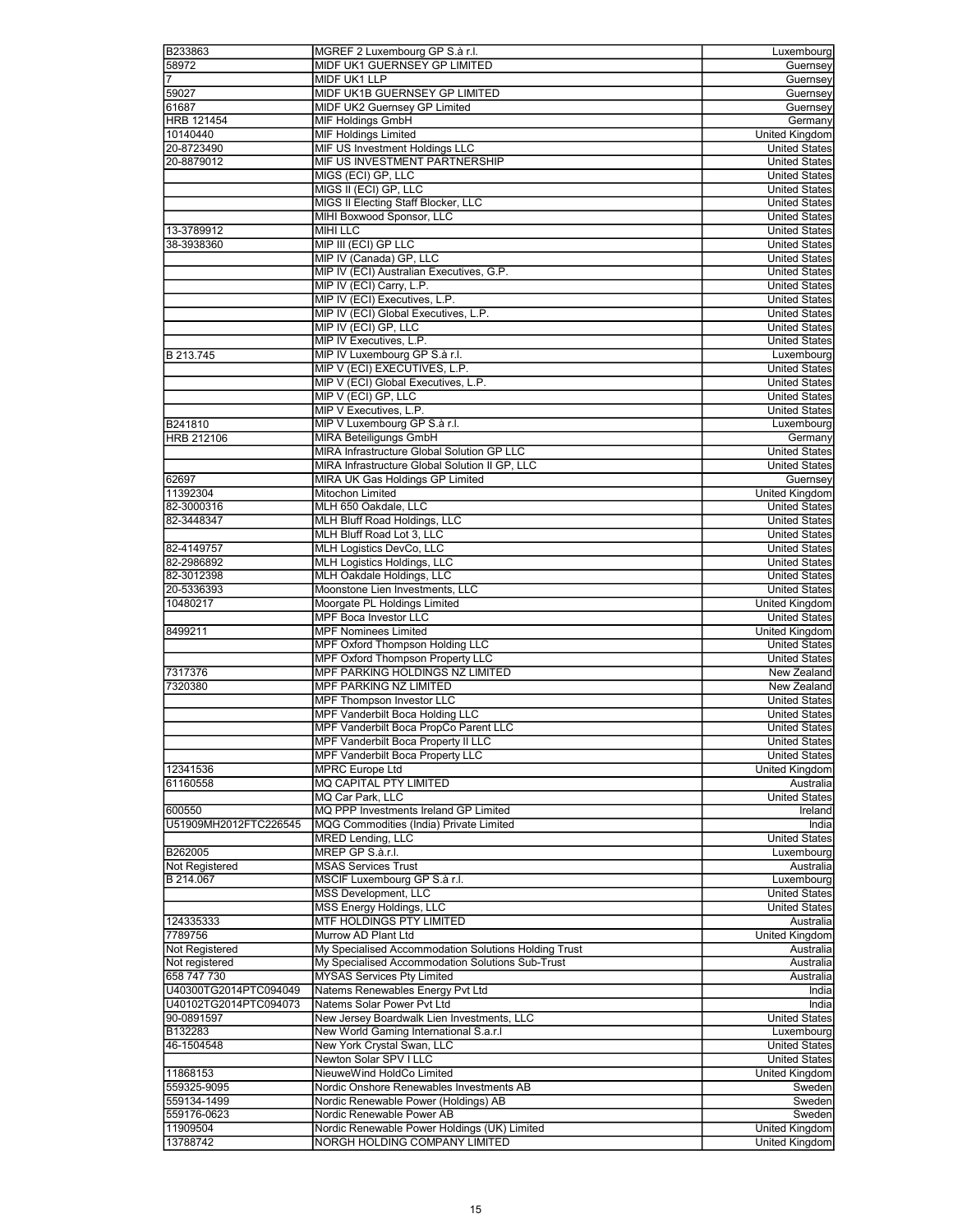| | | |
|---|---|---|
| B233863 | MGREF 2 Luxembourg GP S.à r.l. | Luxembourg |
| 58972 | MIDF UK1 GUERNSEY GP LIMITED | Guernsey |
| 7 | MIDF UK1 LLP | Guernsey |
| 59027 | MIDF UK1B GUERNSEY GP LIMITED | Guernsey |
| 61687 | MIDF UK2 Guernsey GP Limited | Guernsey |
| HRB 121454 | MIF Holdings GmbH | Germany |
| 10140440 | MIF Holdings Limited | United Kingdom |
| 20-8723490 | MIF US Investment Holdings LLC | United States |
| 20-8879012 | MIF US INVESTMENT PARTNERSHIP | United States |
| | MIGS (ECI) GP, LLC | United States |
| | MIGS II (ECI) GP, LLC | United States |
| | MIGS II Electing Staff Blocker, LLC | United States |
| | MIHI Boxwood Sponsor, LLC | United States |
| 13-3789912 | MIHI LLC | United States |
| 38-3938360 | MIP III (ECI) GP LLC | United States |
| | MIP IV (Canada) GP, LLC | United States |
| | MIP IV (ECI) Australian Executives, G.P. | United States |
| | MIP IV (ECI) Carry, L.P. | United States |
| | MIP IV (ECI) Executives, L.P. | United States |
| | MIP IV (ECI) Global Executives, L.P. | United States |
| | MIP IV (ECI) GP, LLC | United States |
| | MIP IV Executives, L.P. | United States |
| B 213.745 | MIP IV Luxembourg GP S.à r.l. | Luxembourg |
| | MIP V (ECI) EXECUTIVES, L.P. | United States |
| | MIP V (ECI) Global Executives, L.P. | United States |
| | MIP V (ECI) GP, LLC | United States |
| | MIP V Executives, L.P. | United States |
| B241810 | MIP V Luxembourg GP S.à r.l. | Luxembourg |
| HRB 212106 | MIRA Beteiligungs GmbH | Germany |
| | MIRA Infrastructure Global Solution GP LLC | United States |
| | MIRA Infrastructure Global Solution II GP, LLC | United States |
| 62697 | MIRA UK Gas Holdings GP Limited | Guernsey |
| 11392304 | Mitochon Limited | United Kingdom |
| 82-3000316 | MLH 650 Oakdale, LLC | United States |
| 82-3448347 | MLH Bluff Road Holdings, LLC | United States |
| | MLH Bluff Road Lot 3, LLC | United States |
| 82-4149757 | MLH Logistics DevCo, LLC | United States |
| 82-2986892 | MLH Logistics Holdings, LLC | United States |
| 82-3012398 | MLH Oakdale Holdings, LLC | United States |
| 20-5336393 | Moonstone Lien Investments, LLC | United States |
| 10480217 | Moorgate PL Holdings Limited | United Kingdom |
| | MPF Boca Investor LLC | United States |
| 8499211 | MPF Nominees Limited | United Kingdom |
| | MPF Oxford Thompson Holding LLC | United States |
| | MPF Oxford Thompson Property LLC | United States |
| 7317376 | MPF PARKING HOLDINGS NZ LIMITED | New Zealand |
| 7320380 | MPF PARKING NZ LIMITED | New Zealand |
| | MPF Thompson Investor LLC | United States |
| | MPF Vanderbilt Boca Holding LLC | United States |
| | MPF Vanderbilt Boca PropCo Parent LLC | United States |
| | MPF Vanderbilt Boca Property II LLC | United States |
| | MPF Vanderbilt Boca Property LLC | United States |
| 12341536 | MPRC Europe Ltd | United Kingdom |
| 61160558 | MQ CAPITAL PTY LIMITED | Australia |
| | MQ Car Park, LLC | United States |
| 600550 | MQ PPP Investments Ireland GP Limited | Ireland |
| U51909MH2012FTC226545 | MQG Commodities (India) Private Limited | India |
| | MRED Lending, LLC | United States |
| B262005 | MREP GP S.à.r.l. | Luxembourg |
| Not Registered | MSAS Services Trust | Australia |
| B 214.067 | MSCIF Luxembourg GP S.à r.l. | Luxembourg |
| | MSS Development, LLC | United States |
| | MSS Energy Holdings, LLC | United States |
| 124335333 | MTF HOLDINGS PTY LIMITED | Australia |
| 7789756 | Murrow AD Plant Ltd | United Kingdom |
| Not Registered | My Specialised Accommodation Solutions Holding Trust | Australia |
| Not registered | My Specialised Accommodation Solutions Sub-Trust | Australia |
| 658 747 730 | MYSAS Services Pty Limited | Australia |
| U40300TG2014PTC094049 | Natems Renewables Energy Pvt Ltd | India |
| U40102TG2014PTC094073 | Natems Solar Power Pvt Ltd | India |
| 90-0891597 | New Jersey Boardwalk Lien Investments, LLC | United States |
| B132283 | New World Gaming International S.a.r.l | Luxembourg |
| 46-1504548 | New York Crystal Swan, LLC | United States |
| | Newton Solar SPV I LLC | United States |
| 11868153 | NieuweWind HoldCo Limited | United Kingdom |
| 559325-9095 | Nordic Onshore Renewables Investments AB | Sweden |
| 559134-1499 | Nordic Renewable Power (Holdings) AB | Sweden |
| 559176-0623 | Nordic Renewable Power AB | Sweden |
| 11909504 | Nordic Renewable Power Holdings (UK) Limited | United Kingdom |
| 13788742 | NORGH HOLDING COMPANY LIMITED | United Kingdom |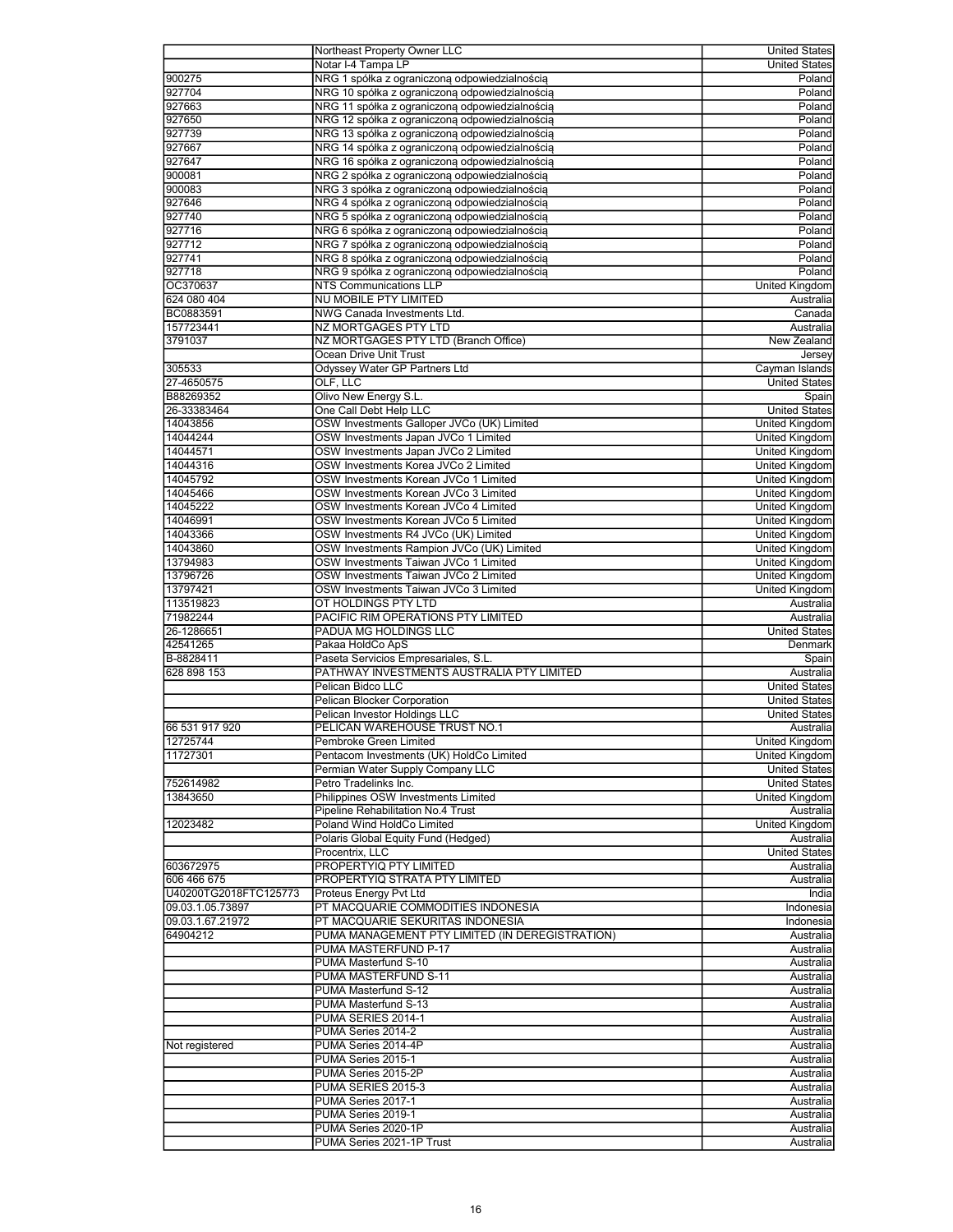| | | |
|---|---|---|
| | Northeast Property Owner LLC | United States |
| | Notar I-4 Tampa LP | United States |
| 900275 | NRG 1 spółka z ograniczoną odpowiedzialnością | Poland |
| 927704 | NRG 10 spółka z ograniczoną odpowiedzialnością | Poland |
| 927663 | NRG 11 spółka z ograniczoną odpowiedzialnością | Poland |
| 927650 | NRG 12 spółka z ograniczoną odpowiedzialnością | Poland |
| 927739 | NRG 13 spółka z ograniczoną odpowiedzialnością | Poland |
| 927667 | NRG 14 spółka z ograniczoną odpowiedzialnością | Poland |
| 927647 | NRG 16 spółka z ograniczoną odpowiedzialnością | Poland |
| 900081 | NRG 2 spółka z ograniczoną odpowiedzialnością | Poland |
| 900083 | NRG 3 spółka z ograniczoną odpowiedzialnością | Poland |
| 927646 | NRG 4 spółka z ograniczoną odpowiedzialnością | Poland |
| 927740 | NRG 5 spółka z ograniczoną odpowiedzialnością | Poland |
| 927716 | NRG 6 spółka z ograniczoną odpowiedzialnością | Poland |
| 927712 | NRG 7 spółka z ograniczoną odpowiedzialnością | Poland |
| 927741 | NRG 8 spółka z ograniczoną odpowiedzialnością | Poland |
| 927718 | NRG 9 spółka z ograniczoną odpowiedzialnością | Poland |
| OC370637 | NTS Communications LLP | United Kingdom |
| 624 080 404 | NU MOBILE PTY LIMITED | Australia |
| BC0883591 | NWG Canada Investments Ltd. | Canada |
| 157723441 | NZ MORTGAGES PTY LTD | Australia |
| 3791037 | NZ MORTGAGES PTY LTD (Branch Office) | New Zealand |
| | Ocean Drive Unit Trust | Jersey |
| 305533 | Odyssey Water GP Partners Ltd | Cayman Islands |
| 27-4650575 | OLF, LLC | United States |
| B88269352 | Olivo New Energy S.L. | Spain |
| 26-33383464 | One Call Debt Help LLC | United States |
| 14043856 | OSW Investments Galloper JVCo (UK) Limited | United Kingdom |
| 14044244 | OSW Investments Japan JVCo 1 Limited | United Kingdom |
| 14044571 | OSW Investments Japan JVCo 2 Limited | United Kingdom |
| 14044316 | OSW Investments Korea JVCo 2 Limited | United Kingdom |
| 14045792 | OSW Investments Korean JVCo 1 Limited | United Kingdom |
| 14045466 | OSW Investments Korean JVCo 3 Limited | United Kingdom |
| 14045222 | OSW Investments Korean JVCo 4 Limited | United Kingdom |
| 14046991 | OSW Investments Korean JVCo 5 Limited | United Kingdom |
| 14043366 | OSW Investments R4 JVCo (UK) Limited | United Kingdom |
| 14043860 | OSW Investments Rampion JVCo (UK) Limited | United Kingdom |
| 13794983 | OSW Investments Taiwan JVCo 1 Limited | United Kingdom |
| 13796726 | OSW Investments Taiwan JVCo 2 Limited | United Kingdom |
| 13797421 | OSW Investments Taiwan JVCo 3 Limited | United Kingdom |
| 113519823 | OT HOLDINGS PTY LTD | Australia |
| 71982244 | PACIFIC RIM OPERATIONS PTY LIMITED | Australia |
| 26-1286651 | PADUA MG HOLDINGS LLC | United States |
| 42541265 | Pakaa HoldCo ApS | Denmark |
| B-8828411 | Paseta Servicios Empresariales, S.L. | Spain |
| 628 898 153 | PATHWAY INVESTMENTS AUSTRALIA PTY LIMITED | Australia |
| | Pelican Bidco LLC | United States |
| | Pelican Blocker Corporation | United States |
| | Pelican Investor Holdings LLC | United States |
| 66 531 917 920 | PELICAN WAREHOUSE TRUST NO.1 | Australia |
| 12725744 | Pembroke Green Limited | United Kingdom |
| 11727301 | Pentacom Investments (UK) HoldCo Limited | United Kingdom |
| | Permian Water Supply Company LLC | United States |
| 752614982 | Petro Tradelinks Inc. | United States |
| 13843650 | Philippines OSW Investments Limited | United Kingdom |
| | Pipeline Rehabilitation No.4 Trust | Australia |
| 12023482 | Poland Wind HoldCo Limited | United Kingdom |
| | Polaris Global Equity Fund (Hedged) | Australia |
| | Procentrix, LLC | United States |
| 603672975 | PROPERTYIQ PTY LIMITED | Australia |
| 606 466 675 | PROPERTYIQ STRATA PTY LIMITED | Australia |
| U40200TG2018FTC125773 | Proteus Energy Pvt Ltd | India |
| 09.03.1.05.73897 | PT MACQUARIE COMMODITIES INDONESIA | Indonesia |
| 09.03.1.67.21972 | PT MACQUARIE SEKURITAS INDONESIA | Indonesia |
| 64904212 | PUMA MANAGEMENT PTY LIMITED (IN DEREGISTRATION) | Australia |
| | PUMA MASTERFUND P-17 | Australia |
| | PUMA Masterfund S-10 | Australia |
| | PUMA MASTERFUND S-11 | Australia |
| | PUMA Masterfund S-12 | Australia |
| | PUMA Masterfund S-13 | Australia |
| | PUMA SERIES 2014-1 | Australia |
| | PUMA Series 2014-2 | Australia |
| Not registered | PUMA Series 2014-4P | Australia |
| | PUMA Series 2015-1 | Australia |
| | PUMA Series 2015-2P | Australia |
| | PUMA SERIES 2015-3 | Australia |
| | PUMA Series 2017-1 | Australia |
| | PUMA Series 2019-1 | Australia |
| | PUMA Series 2020-1P | Australia |
| | PUMA Series 2021-1P Trust | Australia |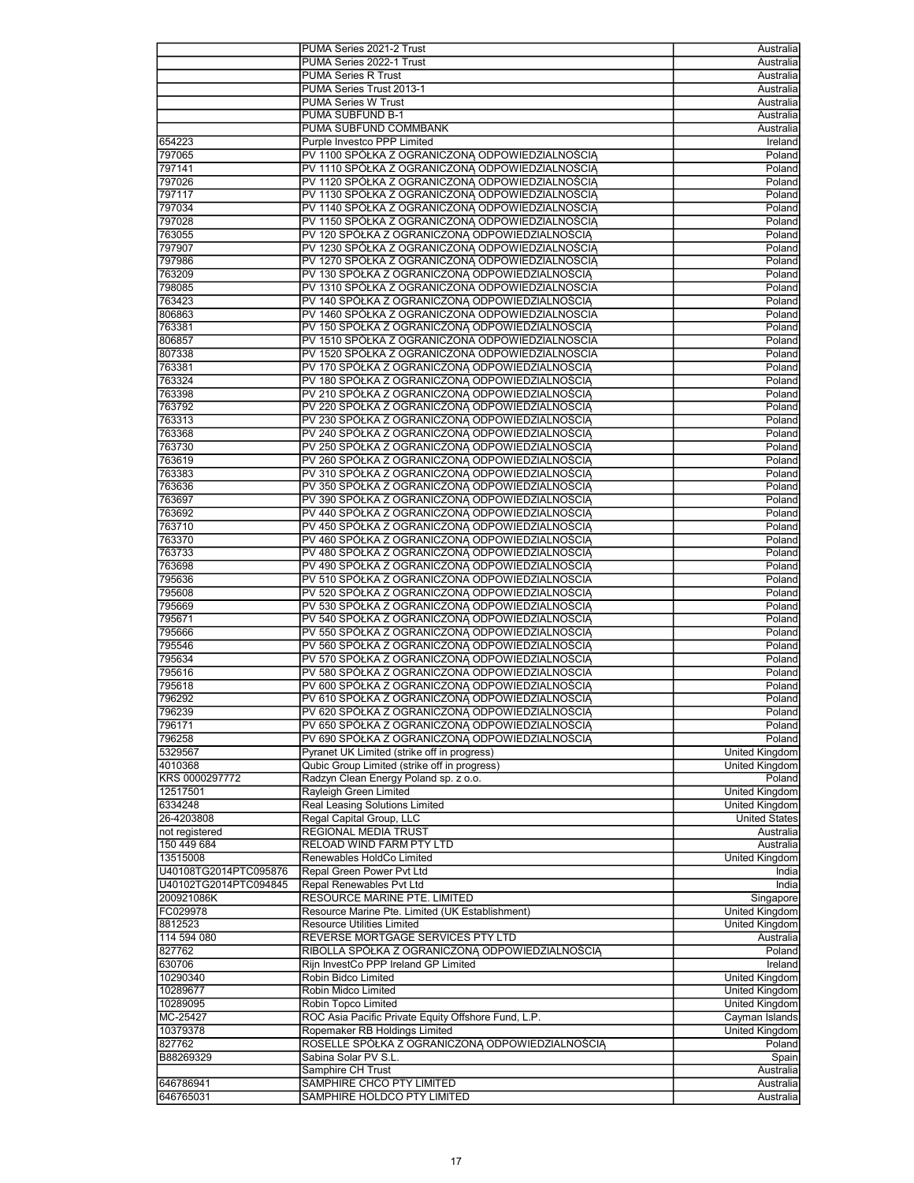|  |  |  |
|---|---|---|
|  | PUMA Series 2021-2 Trust | Australia |
|  | PUMA Series 2022-1 Trust | Australia |
|  | PUMA Series R Trust | Australia |
|  | PUMA Series Trust 2013-1 | Australia |
|  | PUMA Series W Trust | Australia |
|  | PUMA SUBFUND B-1 | Australia |
|  | PUMA SUBFUND COMMBANK | Australia |
| 654223 | Purple Investco PPP Limited | Ireland |
| 797065 | PV 1100 SPÓŁKA Z OGRANICZONĄ ODPOWIEDZIALNOŚCIĄ | Poland |
| 797141 | PV 1110 SPÓŁKA Z OGRANICZONĄ ODPOWIEDZIALNOŚCIĄ | Poland |
| 797026 | PV 1120 SPÓŁKA Z OGRANICZONĄ ODPOWIEDZIALNOŚCIĄ | Poland |
| 797117 | PV 1130 SPÓŁKA Z OGRANICZONĄ ODPOWIEDZIALNOŚCIĄ | Poland |
| 797034 | PV 1140 SPÓŁKA Z OGRANICZONĄ ODPOWIEDZIALNOŚCIĄ | Poland |
| 797028 | PV 1150 SPÓŁKA Z OGRANICZONĄ ODPOWIEDZIALNOŚCIĄ | Poland |
| 763055 | PV 120 SPÓŁKA Z OGRANICZONĄ ODPOWIEDZIALNOŚCIĄ | Poland |
| 797907 | PV 1230 SPÓŁKA Z OGRANICZONĄ ODPOWIEDZIALNOŚCIĄ | Poland |
| 797986 | PV 1270 SPÓŁKA Z OGRANICZONĄ ODPOWIEDZIALNOŚCIĄ | Poland |
| 763209 | PV 130 SPÓŁKA Z OGRANICZONĄ ODPOWIEDZIALNOŚCIĄ | Poland |
| 798085 | PV 1310 SPÓŁKA Z OGRANICZONĄ ODPOWIEDZIALNOŚCIĄ | Poland |
| 763423 | PV 140 SPÓŁKA Z OGRANICZONĄ ODPOWIEDZIALNOŚCIĄ | Poland |
| 806863 | PV 1460 SPÓŁKA Z OGRANICZONĄ ODPOWIEDZIALNOŚCIĄ | Poland |
| 763381 | PV 150 SPÓŁKA Z OGRANICZONĄ ODPOWIEDZIALNOŚCIĄ | Poland |
| 806857 | PV 1510 SPÓŁKA Z OGRANICZONĄ ODPOWIEDZIALNOŚCIĄ | Poland |
| 807338 | PV 1520 SPÓŁKA Z OGRANICZONĄ ODPOWIEDZIALNOŚCIĄ | Poland |
| 763381 | PV 170 SPÓŁKA Z OGRANICZONĄ ODPOWIEDZIALNOŚCIĄ | Poland |
| 763324 | PV 180 SPÓŁKA Z OGRANICZONĄ ODPOWIEDZIALNOŚCIĄ | Poland |
| 763398 | PV 210 SPÓŁKA Z OGRANICZONĄ ODPOWIEDZIALNOŚCIĄ | Poland |
| 763792 | PV 220 SPÓŁKA Z OGRANICZONĄ ODPOWIEDZIALNOŚCIĄ | Poland |
| 763313 | PV 230 SPÓŁKA Z OGRANICZONĄ ODPOWIEDZIALNOŚCIĄ | Poland |
| 763368 | PV 240 SPÓŁKA Z OGRANICZONĄ ODPOWIEDZIALNOŚCIĄ | Poland |
| 763730 | PV 250 SPÓŁKA Z OGRANICZONĄ ODPOWIEDZIALNOŚCIĄ | Poland |
| 763619 | PV 260 SPÓŁKA Z OGRANICZONĄ ODPOWIEDZIALNOŚCIĄ | Poland |
| 763383 | PV 310 SPÓŁKA Z OGRANICZONĄ ODPOWIEDZIALNOŚCIĄ | Poland |
| 763636 | PV 350 SPÓŁKA Z OGRANICZONĄ ODPOWIEDZIALNOŚCIĄ | Poland |
| 763697 | PV 390 SPÓŁKA Z OGRANICZONĄ ODPOWIEDZIALNOŚCIĄ | Poland |
| 763692 | PV 440 SPÓŁKA Z OGRANICZONĄ ODPOWIEDZIALNOŚCIĄ | Poland |
| 763710 | PV 450 SPÓŁKA Z OGRANICZONĄ ODPOWIEDZIALNOŚCIĄ | Poland |
| 763370 | PV 460 SPÓŁKA Z OGRANICZONĄ ODPOWIEDZIALNOŚCIĄ | Poland |
| 763733 | PV 480 SPÓŁKA Z OGRANICZONĄ ODPOWIEDZIALNOŚCIĄ | Poland |
| 763698 | PV 490 SPÓŁKA Z OGRANICZONĄ ODPOWIEDZIALNOŚCIĄ | Poland |
| 795636 | PV 510 SPÓŁKA Z OGRANICZONĄ ODPOWIEDZIALNOŚCIĄ | Poland |
| 795608 | PV 520 SPÓŁKA Z OGRANICZONĄ ODPOWIEDZIALNOŚCIĄ | Poland |
| 795669 | PV 530 SPÓŁKA Z OGRANICZONĄ ODPOWIEDZIALNOŚCIĄ | Poland |
| 795671 | PV 540 SPÓŁKA Z OGRANICZONĄ ODPOWIEDZIALNOŚCIĄ | Poland |
| 795666 | PV 550 SPÓŁKA Z OGRANICZONĄ ODPOWIEDZIALNOŚCIĄ | Poland |
| 795546 | PV 560 SPÓŁKA Z OGRANICZONĄ ODPOWIEDZIALNOŚCIĄ | Poland |
| 795634 | PV 570 SPÓŁKA Z OGRANICZONĄ ODPOWIEDZIALNOŚCIĄ | Poland |
| 795616 | PV 580 SPÓŁKA Z OGRANICZONĄ ODPOWIEDZIALNOŚCIĄ | Poland |
| 795618 | PV 600 SPÓŁKA Z OGRANICZONĄ ODPOWIEDZIALNOŚCIĄ | Poland |
| 796292 | PV 610 SPÓŁKA Z OGRANICZONĄ ODPOWIEDZIALNOŚCIĄ | Poland |
| 796239 | PV 620 SPÓŁKA Z OGRANICZONĄ ODPOWIEDZIALNOŚCIĄ | Poland |
| 796171 | PV 650 SPÓŁKA Z OGRANICZONĄ ODPOWIEDZIALNOŚCIĄ | Poland |
| 796258 | PV 690 SPÓŁKA Z OGRANICZONĄ ODPOWIEDZIALNOŚCIĄ | Poland |
| 5329567 | Pyranet UK Limited (strike off in progress) | United Kingdom |
| 4010368 | Qubic Group Limited (strike off in progress) | United Kingdom |
| KRS 0000297772 | Radzyn Clean Energy Poland sp. z o.o. | Poland |
| 12517501 | Rayleigh Green Limited | United Kingdom |
| 6334248 | Real Leasing Solutions Limited | United Kingdom |
| 26-4203808 | Regal Capital Group, LLC | United States |
| not registered | REGIONAL MEDIA TRUST | Australia |
| 150 449 684 | RELOAD WIND FARM PTY LTD | Australia |
| 13515008 | Renewables HoldCo Limited | United Kingdom |
| U40108TG2014PTC095876 | Repal Green Power Pvt Ltd | India |
| U40102TG2014PTC094845 | Repal Renewables Pvt Ltd | India |
| 200921086K | RESOURCE MARINE PTE. LIMITED | Singapore |
| FC029978 | Resource Marine Pte. Limited (UK Establishment) | United Kingdom |
| 8812523 | Resource Utilities Limited | United Kingdom |
| 114 594 080 | REVERSE MORTGAGE SERVICES PTY LTD | Australia |
| 827762 | RIBOLLA SPÓŁKA Z OGRANICZONĄ ODPOWIEDZIALNOŚCIĄ | Poland |
| 630706 | Rijn InvestCo PPP Ireland GP Limited | Ireland |
| 10290340 | Robin Bidco Limited | United Kingdom |
| 10289677 | Robin Midco Limited | United Kingdom |
| 10289095 | Robin Topco Limited | United Kingdom |
| MC-25427 | ROC Asia Pacific Private Equity Offshore Fund, L.P. | Cayman Islands |
| 10379378 | Ropemaker RB Holdings Limited | United Kingdom |
| 827762 | ROSELLE SPÓŁKA Z OGRANICZONĄ ODPOWIEDZIALNOŚCIĄ | Poland |
| B88269329 | Sabina Solar PV S.L. | Spain |
|  | Samphire CH Trust | Australia |
| 646786941 | SAMPHIRE CHCO PTY LIMITED | Australia |
| 646765031 | SAMPHIRE HOLDCO PTY LIMITED | Australia |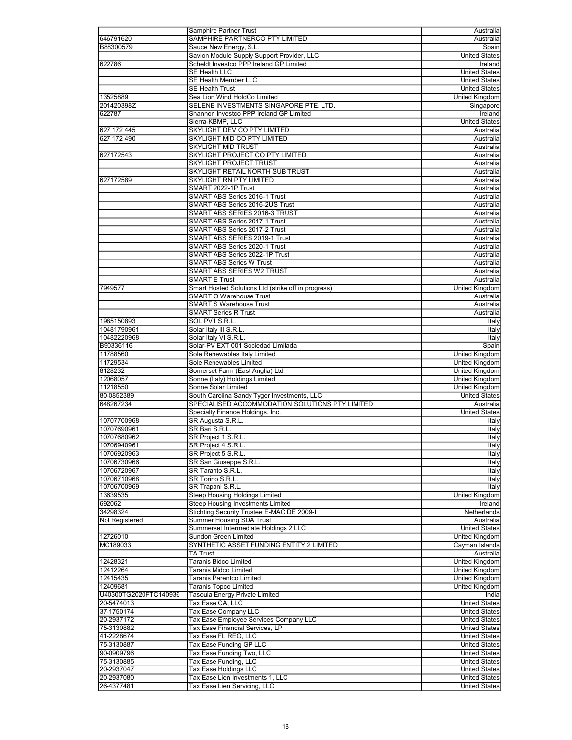| | | |
|---|---|---|
| | Samphire Partner Trust | Australia |
| 646791620 | SAMPHIRE PARTNERCO PTY LIMITED | Australia |
| B88300579 | Sauce New Energy, S.L. | Spain |
| | Savion Module Supply Support Provider, LLC | United States |
| 622786 | Scheldt Investco PPP Ireland GP Limited | Ireland |
| | SE Health LLC | United States |
| | SE Health Member LLC | United States |
| | SE Health Trust | United States |
| 13525889 | Sea Lion Wind HoldCo Limited | United Kingdom |
| 201420398Z | SELENE INVESTMENTS SINGAPORE PTE. LTD. | Singapore |
| 622787 | Shannon Investco PPP Ireland GP Limited | Ireland |
| | Sierra-KBMP, LLC | United States |
| 627 172 445 | SKYLIGHT DEV CO PTY LIMITED | Australia |
| 627 172 490 | SKYLIGHT MID CO PTY LIMITED | Australia |
| | SKYLIGHT MID TRUST | Australia |
| 627172543 | SKYLIGHT PROJECT CO PTY LIMITED | Australia |
| | SKYLIGHT PROJECT TRUST | Australia |
| | SKYLIGHT RETAIL NORTH SUB TRUST | Australia |
| 627172589 | SKYLIGHT RN PTY LIMITED | Australia |
| | SMART 2022-1P Trust | Australia |
| | SMART ABS Series 2016-1 Trust | Australia |
| | SMART ABS Series 2016-2US Trust | Australia |
| | SMART ABS SERIES 2016-3 TRUST | Australia |
| | SMART ABS Series 2017-1 Trust | Australia |
| | SMART ABS Series 2017-2 Trust | Australia |
| | SMART ABS SERIES 2019-1 Trust | Australia |
| | SMART ABS Series 2020-1 Trust | Australia |
| | SMART ABS Series 2022-1P Trust | Australia |
| | SMART ABS Series W Trust | Australia |
| | SMART ABS SERIES W2 TRUST | Australia |
| | SMART E Trust | Australia |
| 7949577 | Smart Hosted Solutions Ltd (strike off in progress) | United Kingdom |
| | SMART O Warehouse Trust | Australia |
| | SMART S Warehouse Trust | Australia |
| | SMART Series R Trust | Australia |
| 1985150893 | SOL PV1 S.R.L. | Italy |
| 10481790961 | Solar Italy III S.R.L. | Italy |
| 10482220968 | Solar Italy VI S.R.L. | Italy |
| B90336116 | Solar-PV EXT 001 Sociedad Limitada | Spain |
| 11788560 | Sole Renewables Italy Limited | United Kingdom |
| 11729534 | Sole Renewables Limited | United Kingdom |
| 8128232 | Somerset Farm (East Anglia) Ltd | United Kingdom |
| 12068057 | Sonne (Italy) Holdings Limited | United Kingdom |
| 11218550 | Sonne Solar Limited | United Kingdom |
| 80-0852389 | South Carolina Sandy Tyger Investments, LLC | United States |
| 648267234 | SPECIALISED ACCOMMODATION SOLUTIONS PTY LIMITED | Australia |
| | Specialty Finance Holdings, Inc. | United States |
| 10707700968 | SR Augusta S.R.L. | Italy |
| 10707690961 | SR Bari S.R.L. | Italy |
| 10707680962 | SR Project 1 S.R.L. | Italy |
| 10706940961 | SR Project 4 S.R.L. | Italy |
| 10706920963 | SR Project 5 S.R.L. | Italy |
| 10706730966 | SR San Giuseppe S.R.L. | Italy |
| 10706720967 | SR Taranto S.R.L. | Italy |
| 10706710968 | SR Torino S.R.L. | Italy |
| 10706700969 | SR Trapani S.R.L. | Italy |
| 13639535 | Steep Housing Holdings Limited | United Kingdom |
| 692062 | Steep Housing Investments Limited | Ireland |
| 34298324 | Stichting Security Trustee E-MAC DE 2009-I | Netherlands |
| Not Registered | Summer Housing SDA Trust | Australia |
| | Summerset Intermediate Holdings 2 LLC | United States |
| 12726010 | Sundon Green Limited | United Kingdom |
| MC189033 | SYNTHETIC ASSET FUNDING ENTITY 2 LIMITED | Cayman Islands |
| | TA Trust | Australia |
| 12428321 | Taranis Bidco Limited | United Kingdom |
| 12412264 | Taranis Midco Limited | United Kingdom |
| 12415435 | Taranis Parentco Limited | United Kingdom |
| 12409681 | Taranis Topco Limited | United Kingdom |
| U40300TG2020FTC140936 | Tasoula Energy Private Limited | India |
| 20-5474013 | Tax Ease CA, LLC | United States |
| 37-1750174 | Tax Ease Company LLC | United States |
| 20-2937172 | Tax Ease Employee Services Company LLC | United States |
| 75-3130882 | Tax Ease Financial Services, LP | United States |
| 41-2228674 | Tax Ease FL REO, LLC | United States |
| 75-3130887 | Tax Ease Funding GP LLC | United States |
| 90-0909796 | Tax Ease Funding Two, LLC | United States |
| 75-3130885 | Tax Ease Funding, LLC | United States |
| 20-2937047 | Tax Ease Holdings LLC | United States |
| 20-2937080 | Tax Ease Lien Investments 1, LLC | United States |
| 26-4377481 | Tax Ease Lien Servicing, LLC | United States |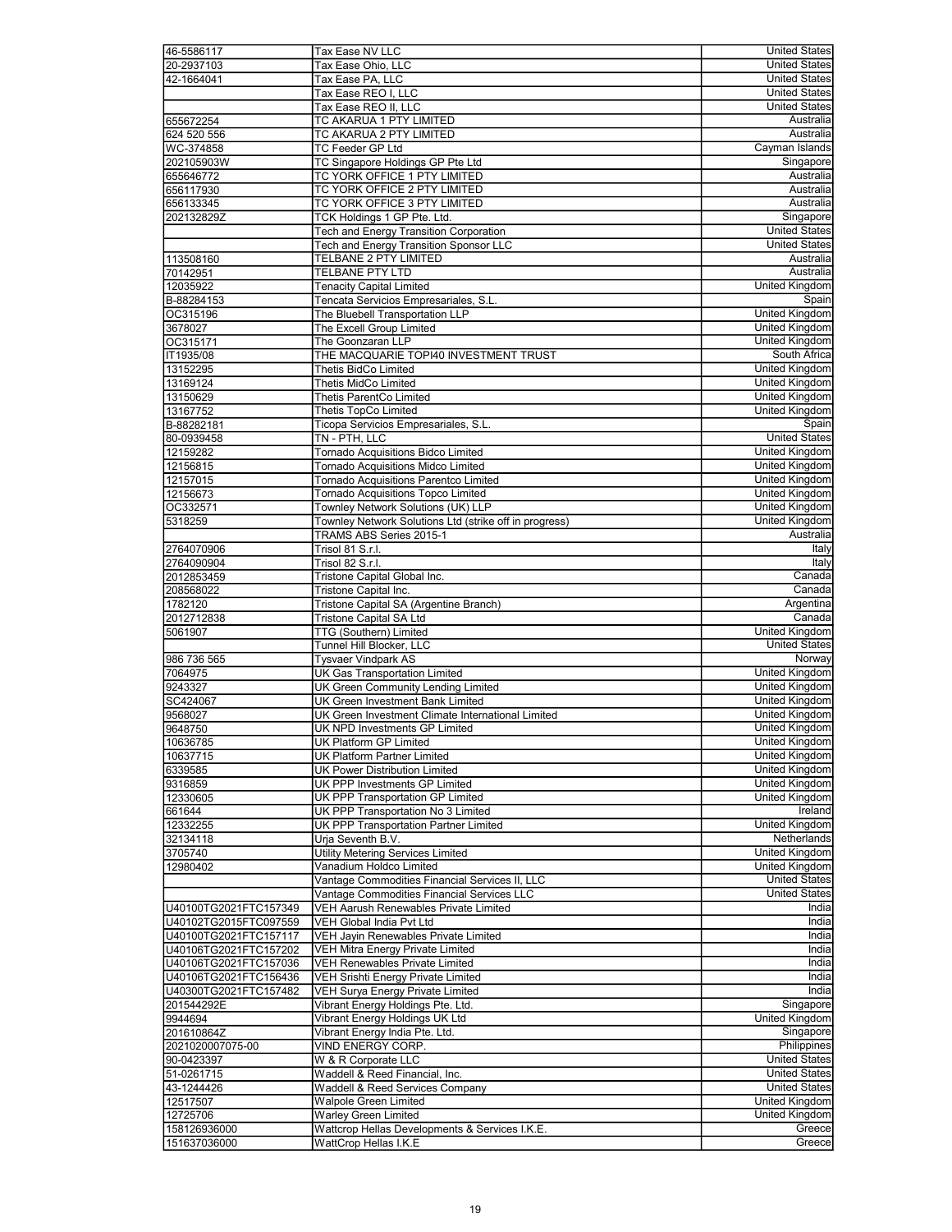| | | |
|---|---|---|
| 46-5586117 | Tax Ease NV LLC | United States |
| 20-2937103 | Tax Ease Ohio, LLC | United States |
| 42-1664041 | Tax Ease PA, LLC | United States |
| | Tax Ease REO I, LLC | United States |
| | Tax Ease REO II, LLC | United States |
| 655672254 | TC AKARUA 1 PTY LIMITED | Australia |
| 624 520 556 | TC AKARUA 2 PTY LIMITED | Australia |
| WC-374858 | TC Feeder GP Ltd | Cayman Islands |
| 202105903W | TC Singapore Holdings GP Pte Ltd | Singapore |
| 655646772 | TC YORK OFFICE 1 PTY LIMITED | Australia |
| 656117930 | TC YORK OFFICE 2 PTY LIMITED | Australia |
| 656133345 | TC YORK OFFICE 3 PTY LIMITED | Australia |
| 202132829Z | TCK Holdings 1 GP Pte. Ltd. | Singapore |
| | Tech and Energy Transition Corporation | United States |
| | Tech and Energy Transition Sponsor LLC | United States |
| 113508160 | TELBANE 2 PTY LIMITED | Australia |
| 70142951 | TELBANE PTY LTD | Australia |
| 12035922 | Tenacity Capital Limited | United Kingdom |
| B-88284153 | Tencata Servicios Empresariales, S.L. | Spain |
| OC315196 | The Bluebell Transportation LLP | United Kingdom |
| 3678027 | The Excell Group Limited | United Kingdom |
| OC315171 | The Goonzaran LLP | United Kingdom |
| IT1935/08 | THE MACQUARIE TOPI40 INVESTMENT TRUST | South Africa |
| 13152295 | Thetis BidCo Limited | United Kingdom |
| 13169124 | Thetis MidCo Limited | United Kingdom |
| 13150629 | Thetis ParentCo Limited | United Kingdom |
| 13167752 | Thetis TopCo Limited | United Kingdom |
| B-88282181 | Ticopa Servicios Empresariales, S.L. | Spain |
| 80-0939458 | TN - PTH, LLC | United States |
| 12159282 | Tornado Acquisitions Bidco Limited | United Kingdom |
| 12156815 | Tornado Acquisitions Midco Limited | United Kingdom |
| 12157015 | Tornado Acquisitions Parentco Limited | United Kingdom |
| 12156673 | Tornado Acquisitions Topco Limited | United Kingdom |
| OC332571 | Townley Network Solutions (UK) LLP | United Kingdom |
| 5318259 | Townley Network Solutions Ltd (strike off in progress) | United Kingdom |
| | TRAMS ABS Series 2015-1 | Australia |
| 2764070906 | Trisol 81 S.r.l. | Italy |
| 2764090904 | Trisol 82 S.r.l. | Italy |
| 2012853459 | Tristone Capital Global Inc. | Canada |
| 208568022 | Tristone Capital Inc. | Canada |
| 1782120 | Tristone Capital SA (Argentine Branch) | Argentina |
| 2012712838 | Tristone Capital SA Ltd | Canada |
| 5061907 | TTG (Southern) Limited | United Kingdom |
| | Tunnel Hill Blocker, LLC | United States |
| 986 736 565 | Tysvaer Vindpark AS | Norway |
| 7064975 | UK Gas Transportation Limited | United Kingdom |
| 9243327 | UK Green Community Lending Limited | United Kingdom |
| SC424067 | UK Green Investment Bank Limited | United Kingdom |
| 9568027 | UK Green Investment Climate International Limited | United Kingdom |
| 9648750 | UK NPD Investments GP Limited | United Kingdom |
| 10636785 | UK Platform GP Limited | United Kingdom |
| 10637715 | UK Platform Partner Limited | United Kingdom |
| 6339585 | UK Power Distribution Limited | United Kingdom |
| 9316859 | UK PPP Investments GP Limited | United Kingdom |
| 12330605 | UK PPP Transportation GP Limited | United Kingdom |
| 661644 | UK PPP Transportation No 3 Limited | Ireland |
| 12332255 | UK PPP Transportation Partner Limited | United Kingdom |
| 32134118 | Urja Seventh B.V. | Netherlands |
| 3705740 | Utility Metering Services Limited | United Kingdom |
| 12980402 | Vanadium Holdco Limited | United Kingdom |
| | Vantage Commodities Financial Services II, LLC | United States |
| | Vantage Commodities Financial Services LLC | United States |
| U40100TG2021FTC157349 | VEH Aarush Renewables Private Limited | India |
| U40102TG2015FTC097559 | VEH Global India Pvt Ltd | India |
| U40100TG2021FTC157117 | VEH Jayin Renewables Private Limited | India |
| U40106TG2021FTC157202 | VEH Mitra Energy Private Limited | India |
| U40106TG2021FTC157036 | VEH Renewables Private Limited | India |
| U40106TG2021FTC156436 | VEH Srishti Energy Private Limited | India |
| U40300TG2021FTC157482 | VEH Surya Energy Private Limited | India |
| 201544292E | Vibrant Energy Holdings Pte. Ltd. | Singapore |
| 9944694 | Vibrant Energy Holdings UK Ltd | United Kingdom |
| 201610864Z | Vibrant Energy India Pte. Ltd. | Singapore |
| 2021020007075-00 | VIND ENERGY CORP. | Philippines |
| 90-0423397 | W & R Corporate LLC | United States |
| 51-0261715 | Waddell & Reed Financial, Inc. | United States |
| 43-1244426 | Waddell & Reed Services Company | United States |
| 12517507 | Walpole Green Limited | United Kingdom |
| 12725706 | Warley Green Limited | United Kingdom |
| 158126936000 | Wattcrop Hellas Developments & Services I.K.E. | Greece |
| 151637036000 | WattCrop Hellas I.K.E | Greece |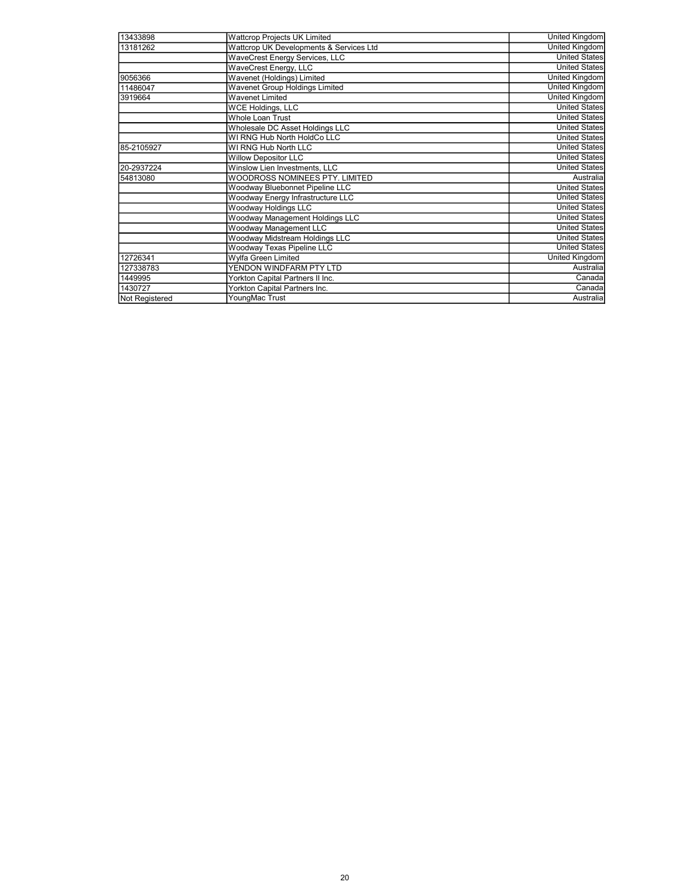| | | |
|---|---|---|
| 13433898 | Wattcrop Projects UK Limited | United Kingdom |
| 13181262 | Wattcrop UK Developments & Services Ltd | United Kingdom |
| | WaveCrest Energy Services, LLC | United States |
| | WaveCrest Energy, LLC | United States |
| 9056366 | Wavenet (Holdings) Limited | United Kingdom |
| 11486047 | Wavenet Group Holdings Limited | United Kingdom |
| 3919664 | Wavenet Limited | United Kingdom |
| | WCE Holdings, LLC | United States |
| | Whole Loan Trust | United States |
| | Wholesale DC Asset Holdings LLC | United States |
| | WI RNG Hub North HoldCo LLC | United States |
| 85-2105927 | WI RNG Hub North LLC | United States |
| | Willow Depositor LLC | United States |
| 20-2937224 | Winslow Lien Investments, LLC | United States |
| 54813080 | WOODROSS NOMINEES PTY. LIMITED | Australia |
| | Woodway Bluebonnet Pipeline LLC | United States |
| | Woodway Energy Infrastructure LLC | United States |
| | Woodway Holdings LLC | United States |
| | Woodway Management Holdings LLC | United States |
| | Woodway Management LLC | United States |
| | Woodway Midstream Holdings LLC | United States |
| | Woodway Texas Pipeline LLC | United States |
| 12726341 | Wylfa Green Limited | United Kingdom |
| 127338783 | YENDON WINDFARM PTY LTD | Australia |
| 1449995 | Yorkton Capital Partners II Inc. | Canada |
| 1430727 | Yorkton Capital Partners Inc. | Canada |
| Not Registered | YoungMac Trust | Australia |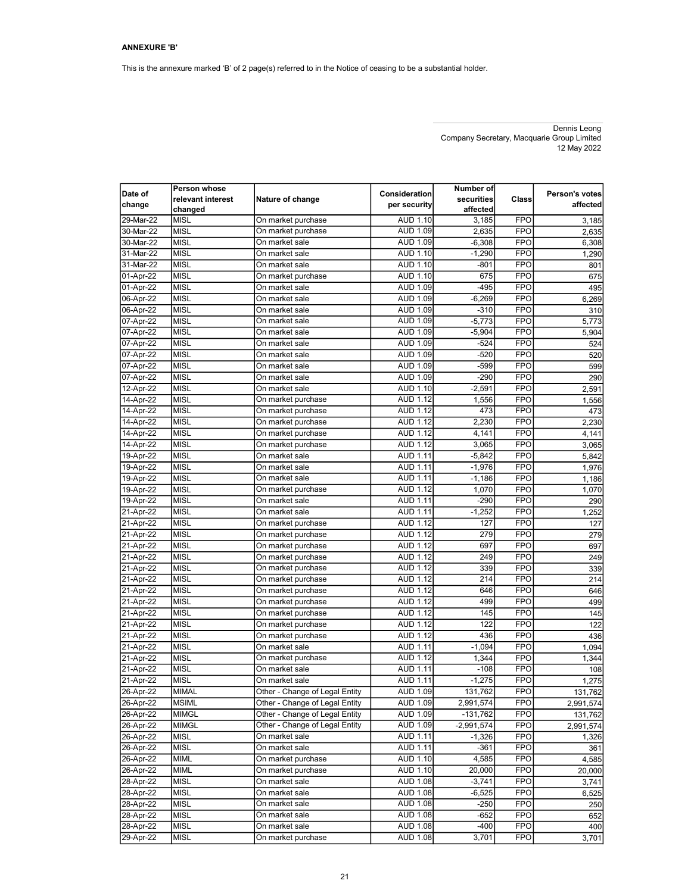**ANNEXURE 'B'**

This is the annexure marked 'B' of 2 page(s) referred to in the Notice of ceasing to be a substantial holder.

Dennis Leong
Company Secretary, Macquarie Group Limited
12 May 2022

| Date of change | Person whose relevant interest changed | Nature of change | Consideration per security | Number of securities affected | Class | Person's votes affected |
|---|---|---|---|---|---|---|
| 29-Mar-22 | MISL | On market purchase | AUD 1.10 | 3,185 | FPO | 3,185 |
| 30-Mar-22 | MISL | On market purchase | AUD 1.09 | 2,635 | FPO | 2,635 |
| 30-Mar-22 | MISL | On market sale | AUD 1.09 | -6,308 | FPO | 6,308 |
| 31-Mar-22 | MISL | On market sale | AUD 1.10 | -1,290 | FPO | 1,290 |
| 31-Mar-22 | MISL | On market sale | AUD 1.10 | -801 | FPO | 801 |
| 01-Apr-22 | MISL | On market purchase | AUD 1.10 | 675 | FPO | 675 |
| 01-Apr-22 | MISL | On market sale | AUD 1.09 | -495 | FPO | 495 |
| 06-Apr-22 | MISL | On market sale | AUD 1.09 | -6,269 | FPO | 6,269 |
| 06-Apr-22 | MISL | On market sale | AUD 1.09 | -310 | FPO | 310 |
| 07-Apr-22 | MISL | On market sale | AUD 1.09 | -5,773 | FPO | 5,773 |
| 07-Apr-22 | MISL | On market sale | AUD 1.09 | -5,904 | FPO | 5,904 |
| 07-Apr-22 | MISL | On market sale | AUD 1.09 | -524 | FPO | 524 |
| 07-Apr-22 | MISL | On market sale | AUD 1.09 | -520 | FPO | 520 |
| 07-Apr-22 | MISL | On market sale | AUD 1.09 | -599 | FPO | 599 |
| 07-Apr-22 | MISL | On market sale | AUD 1.09 | -290 | FPO | 290 |
| 12-Apr-22 | MISL | On market sale | AUD 1.10 | -2,591 | FPO | 2,591 |
| 14-Apr-22 | MISL | On market purchase | AUD 1.12 | 1,556 | FPO | 1,556 |
| 14-Apr-22 | MISL | On market purchase | AUD 1.12 | 473 | FPO | 473 |
| 14-Apr-22 | MISL | On market purchase | AUD 1.12 | 2,230 | FPO | 2,230 |
| 14-Apr-22 | MISL | On market purchase | AUD 1.12 | 4,141 | FPO | 4,141 |
| 14-Apr-22 | MISL | On market purchase | AUD 1.12 | 3,065 | FPO | 3,065 |
| 19-Apr-22 | MISL | On market sale | AUD 1.11 | -5,842 | FPO | 5,842 |
| 19-Apr-22 | MISL | On market sale | AUD 1.11 | -1,976 | FPO | 1,976 |
| 19-Apr-22 | MISL | On market sale | AUD 1.11 | -1,186 | FPO | 1,186 |
| 19-Apr-22 | MISL | On market purchase | AUD 1.12 | 1,070 | FPO | 1,070 |
| 19-Apr-22 | MISL | On market sale | AUD 1.11 | -290 | FPO | 290 |
| 21-Apr-22 | MISL | On market sale | AUD 1.11 | -1,252 | FPO | 1,252 |
| 21-Apr-22 | MISL | On market purchase | AUD 1.12 | 127 | FPO | 127 |
| 21-Apr-22 | MISL | On market purchase | AUD 1.12 | 279 | FPO | 279 |
| 21-Apr-22 | MISL | On market purchase | AUD 1.12 | 697 | FPO | 697 |
| 21-Apr-22 | MISL | On market purchase | AUD 1.12 | 249 | FPO | 249 |
| 21-Apr-22 | MISL | On market purchase | AUD 1.12 | 339 | FPO | 339 |
| 21-Apr-22 | MISL | On market purchase | AUD 1.12 | 214 | FPO | 214 |
| 21-Apr-22 | MISL | On market purchase | AUD 1.12 | 646 | FPO | 646 |
| 21-Apr-22 | MISL | On market purchase | AUD 1.12 | 499 | FPO | 499 |
| 21-Apr-22 | MISL | On market purchase | AUD 1.12 | 145 | FPO | 145 |
| 21-Apr-22 | MISL | On market purchase | AUD 1.12 | 122 | FPO | 122 |
| 21-Apr-22 | MISL | On market purchase | AUD 1.12 | 436 | FPO | 436 |
| 21-Apr-22 | MISL | On market sale | AUD 1.11 | -1,094 | FPO | 1,094 |
| 21-Apr-22 | MISL | On market purchase | AUD 1.12 | 1,344 | FPO | 1,344 |
| 21-Apr-22 | MISL | On market sale | AUD 1.11 | -108 | FPO | 108 |
| 21-Apr-22 | MISL | On market sale | AUD 1.11 | -1,275 | FPO | 1,275 |
| 26-Apr-22 | MIMAL | Other - Change of Legal Entity | AUD 1.09 | 131,762 | FPO | 131,762 |
| 26-Apr-22 | MSIML | Other - Change of Legal Entity | AUD 1.09 | 2,991,574 | FPO | 2,991,574 |
| 26-Apr-22 | MIMGL | Other - Change of Legal Entity | AUD 1.09 | -131,762 | FPO | 131,762 |
| 26-Apr-22 | MIMGL | Other - Change of Legal Entity | AUD 1.09 | -2,991,574 | FPO | 2,991,574 |
| 26-Apr-22 | MISL | On market sale | AUD 1.11 | -1,326 | FPO | 1,326 |
| 26-Apr-22 | MISL | On market sale | AUD 1.11 | -361 | FPO | 361 |
| 26-Apr-22 | MIML | On market purchase | AUD 1.10 | 4,585 | FPO | 4,585 |
| 26-Apr-22 | MIML | On market purchase | AUD 1.10 | 20,000 | FPO | 20,000 |
| 28-Apr-22 | MISL | On market sale | AUD 1.08 | -3,741 | FPO | 3,741 |
| 28-Apr-22 | MISL | On market sale | AUD 1.08 | -6,525 | FPO | 6,525 |
| 28-Apr-22 | MISL | On market sale | AUD 1.08 | -250 | FPO | 250 |
| 28-Apr-22 | MISL | On market sale | AUD 1.08 | -652 | FPO | 652 |
| 28-Apr-22 | MISL | On market sale | AUD 1.08 | -400 | FPO | 400 |
| 29-Apr-22 | MISL | On market purchase | AUD 1.08 | 3,701 | FPO | 3,701 |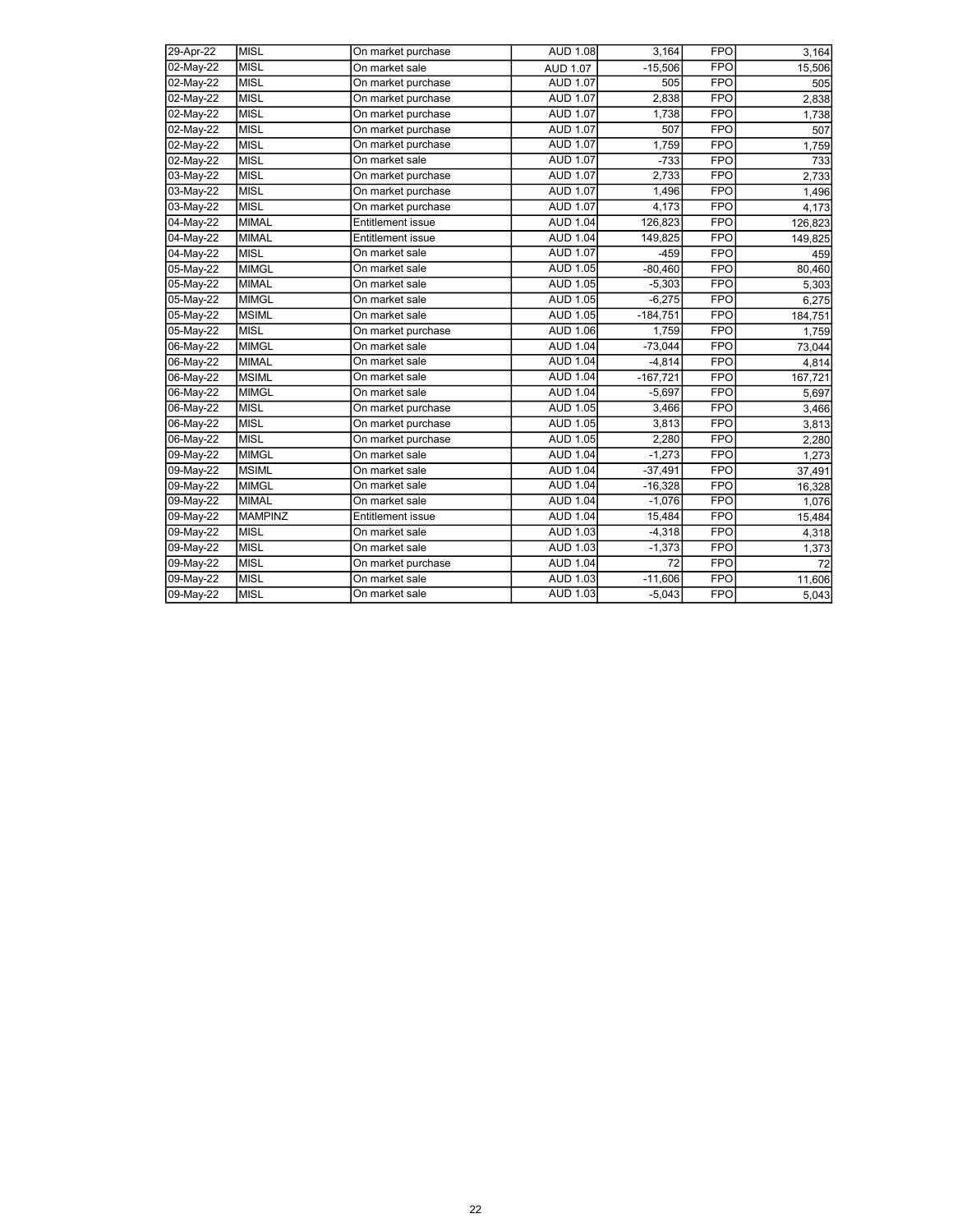| | | | | | | |
|---|---|---|---|---|---|---|
| 29-Apr-22 | MISL | On market purchase | AUD 1.08 | 3,164 | FPO | 3,164 |
| 02-May-22 | MISL | On market sale | AUD 1.07 | -15,506 | FPO | 15,506 |
| 02-May-22 | MISL | On market purchase | AUD 1.07 | 505 | FPO | 505 |
| 02-May-22 | MISL | On market purchase | AUD 1.07 | 2,838 | FPO | 2,838 |
| 02-May-22 | MISL | On market purchase | AUD 1.07 | 1,738 | FPO | 1,738 |
| 02-May-22 | MISL | On market purchase | AUD 1.07 | 507 | FPO | 507 |
| 02-May-22 | MISL | On market purchase | AUD 1.07 | 1,759 | FPO | 1,759 |
| 02-May-22 | MISL | On market sale | AUD 1.07 | -733 | FPO | 733 |
| 03-May-22 | MISL | On market purchase | AUD 1.07 | 2,733 | FPO | 2,733 |
| 03-May-22 | MISL | On market purchase | AUD 1.07 | 1,496 | FPO | 1,496 |
| 03-May-22 | MISL | On market purchase | AUD 1.07 | 4,173 | FPO | 4,173 |
| 04-May-22 | MIMAL | Entitlement issue | AUD 1.04 | 126,823 | FPO | 126,823 |
| 04-May-22 | MIMAL | Entitlement issue | AUD 1.04 | 149,825 | FPO | 149,825 |
| 04-May-22 | MISL | On market sale | AUD 1.07 | -459 | FPO | 459 |
| 05-May-22 | MIMGL | On market sale | AUD 1.05 | -80,460 | FPO | 80,460 |
| 05-May-22 | MIMAL | On market sale | AUD 1.05 | -5,303 | FPO | 5,303 |
| 05-May-22 | MIMGL | On market sale | AUD 1.05 | -6,275 | FPO | 6,275 |
| 05-May-22 | MSIML | On market sale | AUD 1.05 | -184,751 | FPO | 184,751 |
| 05-May-22 | MISL | On market purchase | AUD 1.06 | 1,759 | FPO | 1,759 |
| 06-May-22 | MIMGL | On market sale | AUD 1.04 | -73,044 | FPO | 73,044 |
| 06-May-22 | MIMAL | On market sale | AUD 1.04 | -4,814 | FPO | 4,814 |
| 06-May-22 | MSIML | On market sale | AUD 1.04 | -167,721 | FPO | 167,721 |
| 06-May-22 | MIMGL | On market sale | AUD 1.04 | -5,697 | FPO | 5,697 |
| 06-May-22 | MISL | On market purchase | AUD 1.05 | 3,466 | FPO | 3,466 |
| 06-May-22 | MISL | On market purchase | AUD 1.05 | 3,813 | FPO | 3,813 |
| 06-May-22 | MISL | On market purchase | AUD 1.05 | 2,280 | FPO | 2,280 |
| 09-May-22 | MIMGL | On market sale | AUD 1.04 | -1,273 | FPO | 1,273 |
| 09-May-22 | MSIML | On market sale | AUD 1.04 | -37,491 | FPO | 37,491 |
| 09-May-22 | MIMGL | On market sale | AUD 1.04 | -16,328 | FPO | 16,328 |
| 09-May-22 | MIMAL | On market sale | AUD 1.04 | -1,076 | FPO | 1,076 |
| 09-May-22 | MAMPINZ | Entitlement issue | AUD 1.04 | 15,484 | FPO | 15,484 |
| 09-May-22 | MISL | On market sale | AUD 1.03 | -4,318 | FPO | 4,318 |
| 09-May-22 | MISL | On market sale | AUD 1.03 | -1,373 | FPO | 1,373 |
| 09-May-22 | MISL | On market purchase | AUD 1.04 | 72 | FPO | 72 |
| 09-May-22 | MISL | On market sale | AUD 1.03 | -11,606 | FPO | 11,606 |
| 09-May-22 | MISL | On market sale | AUD 1.03 | -5,043 | FPO | 5,043 |